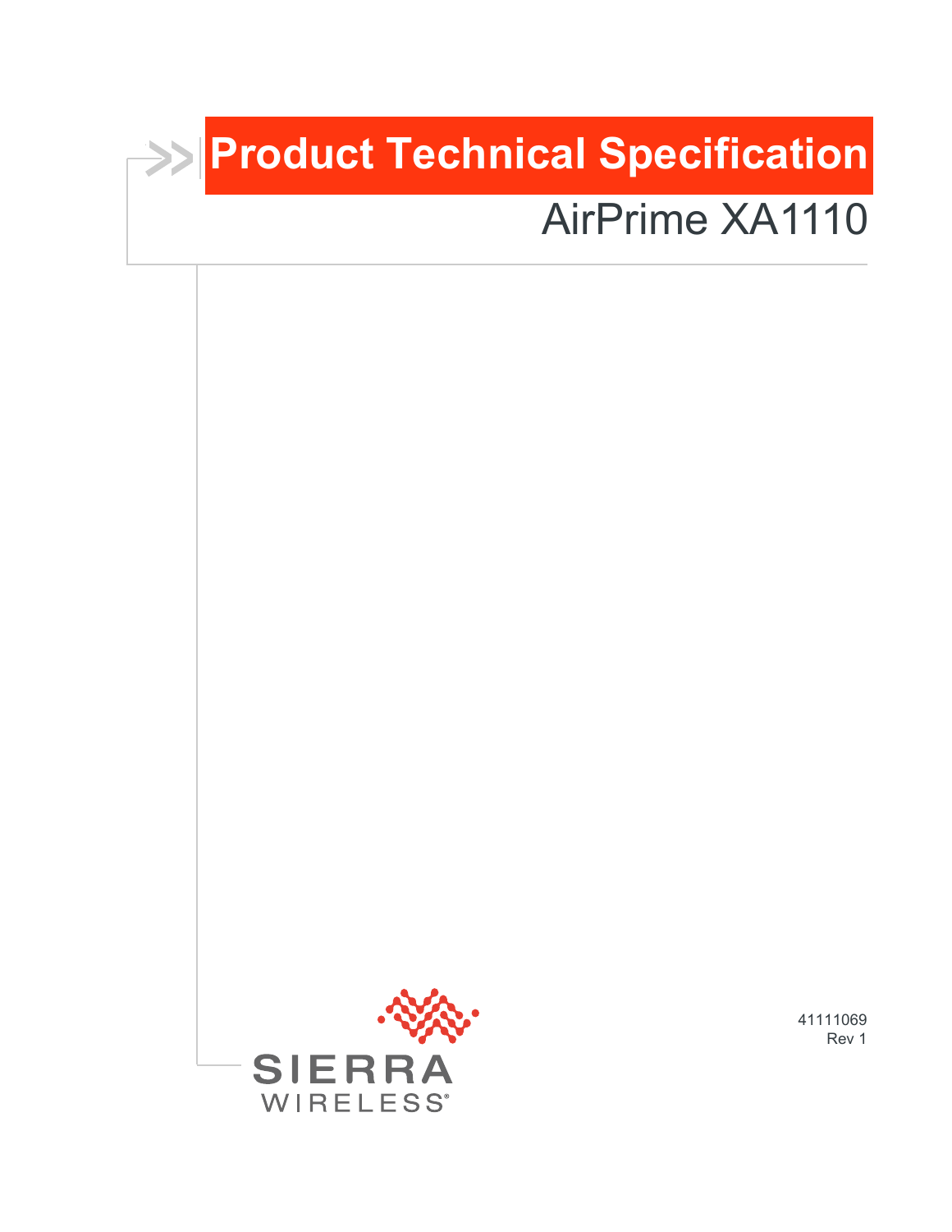# Product Technical Specification

## AirPrime XA1110

SIERRA WIRELESS®

41111069
Rev 1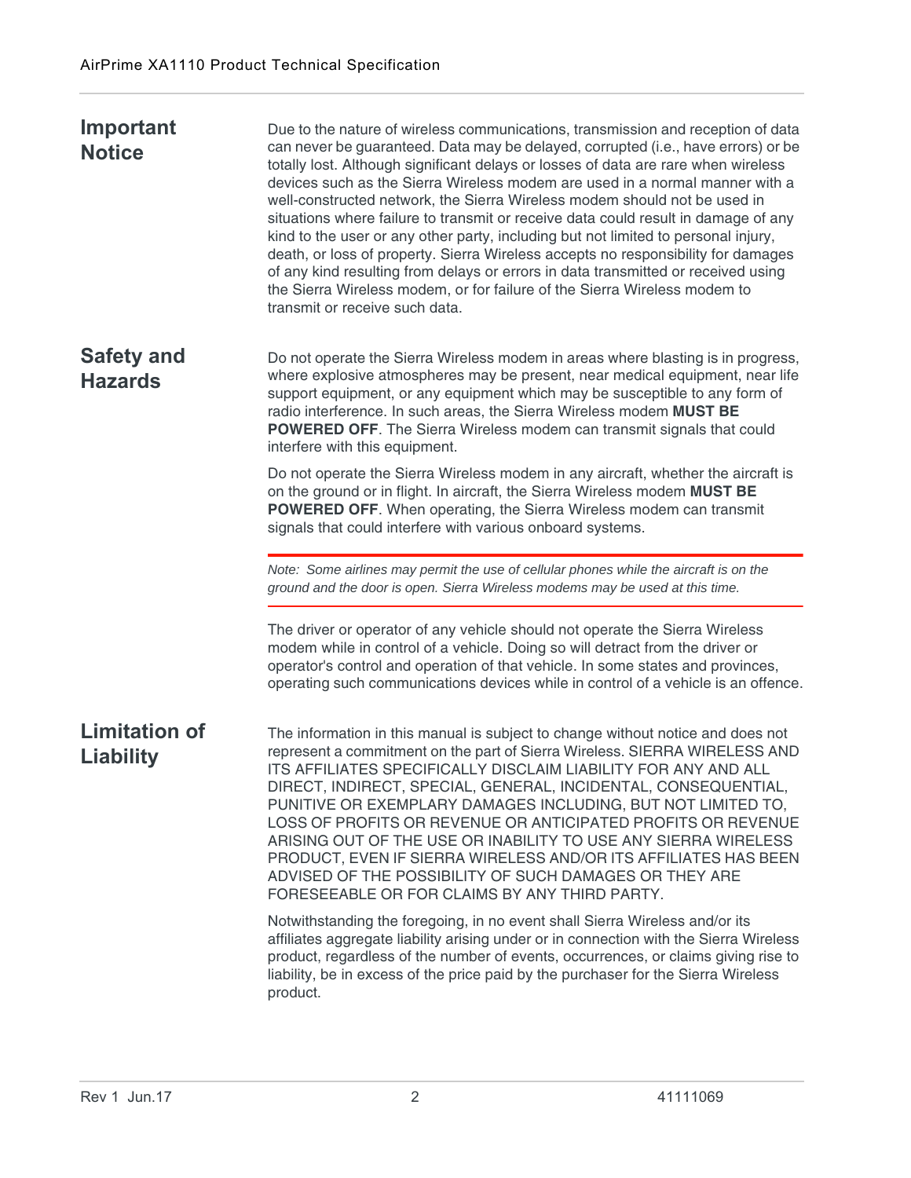## Important Notice

Due to the nature of wireless communications, transmission and reception of data can never be guaranteed. Data may be delayed, corrupted (i.e., have errors) or be totally lost. Although significant delays or losses of data are rare when wireless devices such as the Sierra Wireless modem are used in a normal manner with a well-constructed network, the Sierra Wireless modem should not be used in situations where failure to transmit or receive data could result in damage of any kind to the user or any other party, including but not limited to personal injury, death, or loss of property. Sierra Wireless accepts no responsibility for damages of any kind resulting from delays or errors in data transmitted or received using the Sierra Wireless modem, or for failure of the Sierra Wireless modem to transmit or receive such data.

## Safety and Hazards

Do not operate the Sierra Wireless modem in areas where blasting is in progress, where explosive atmospheres may be present, near medical equipment, near life support equipment, or any equipment which may be susceptible to any form of radio interference. In such areas, the Sierra Wireless modem **MUST BE POWERED OFF**. The Sierra Wireless modem can transmit signals that could interfere with this equipment.

Do not operate the Sierra Wireless modem in any aircraft, whether the aircraft is on the ground or in flight. In aircraft, the Sierra Wireless modem **MUST BE POWERED OFF**. When operating, the Sierra Wireless modem can transmit signals that could interfere with various onboard systems.

*Note: Some airlines may permit the use of cellular phones while the aircraft is on the ground and the door is open. Sierra Wireless modems may be used at this time.*

The driver or operator of any vehicle should not operate the Sierra Wireless modem while in control of a vehicle. Doing so will detract from the driver or operator's control and operation of that vehicle. In some states and provinces, operating such communications devices while in control of a vehicle is an offence.

## Limitation of Liability

The information in this manual is subject to change without notice and does not represent a commitment on the part of Sierra Wireless. SIERRA WIRELESS AND ITS AFFILIATES SPECIFICALLY DISCLAIM LIABILITY FOR ANY AND ALL DIRECT, INDIRECT, SPECIAL, GENERAL, INCIDENTAL, CONSEQUENTIAL, PUNITIVE OR EXEMPLARY DAMAGES INCLUDING, BUT NOT LIMITED TO, LOSS OF PROFITS OR REVENUE OR ANTICIPATED PROFITS OR REVENUE ARISING OUT OF THE USE OR INABILITY TO USE ANY SIERRA WIRELESS PRODUCT, EVEN IF SIERRA WIRELESS AND/OR ITS AFFILIATES HAS BEEN ADVISED OF THE POSSIBILITY OF SUCH DAMAGES OR THEY ARE FORESEEABLE OR FOR CLAIMS BY ANY THIRD PARTY.

Notwithstanding the foregoing, in no event shall Sierra Wireless and/or its affiliates aggregate liability arising under or in connection with the Sierra Wireless product, regardless of the number of events, occurrences, or claims giving rise to liability, be in excess of the price paid by the purchaser for the Sierra Wireless product.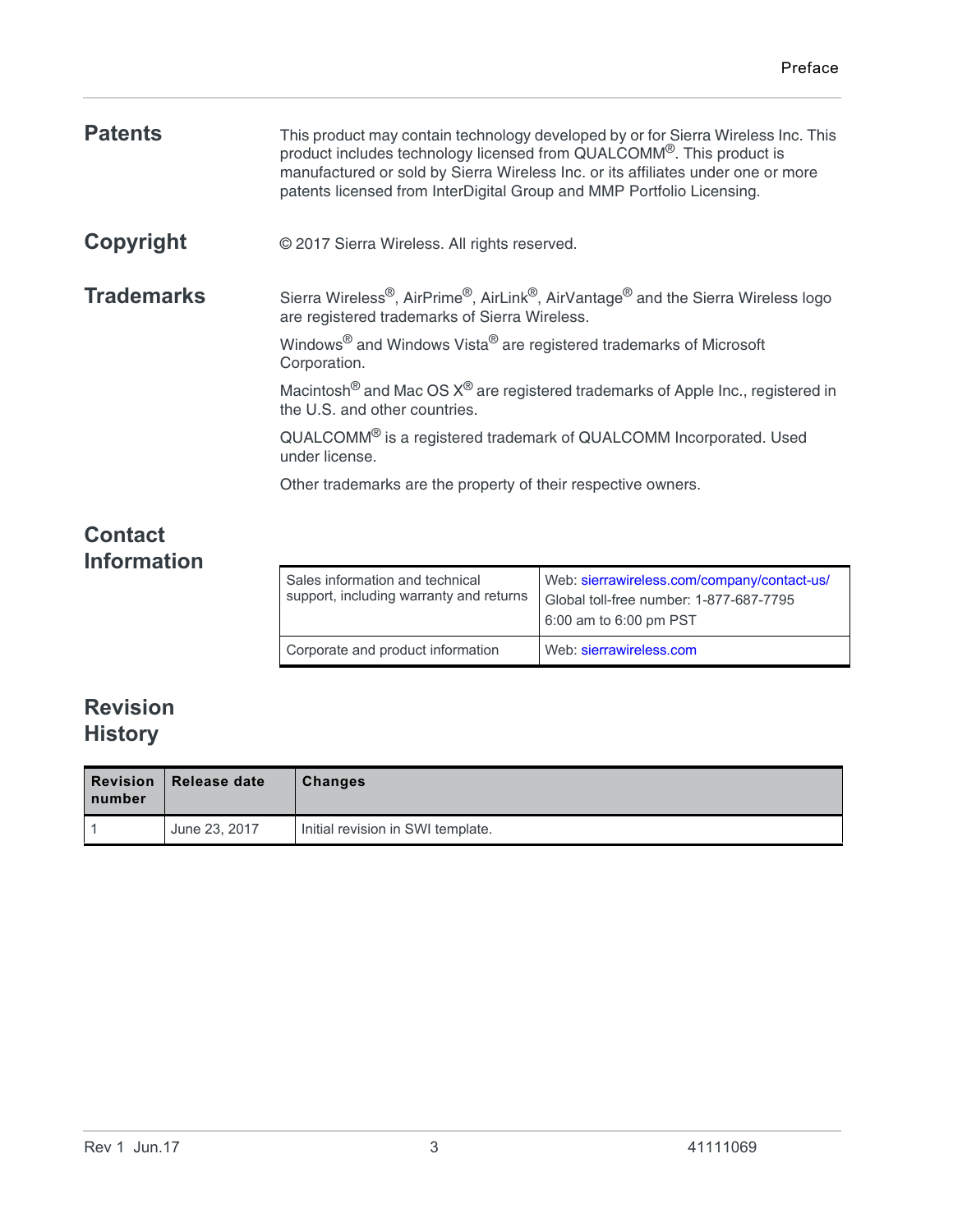## Patents

This product may contain technology developed by or for Sierra Wireless Inc. This product includes technology licensed from QUALCOMM®. This product is manufactured or sold by Sierra Wireless Inc. or its affiliates under one or more patents licensed from InterDigital Group and MMP Portfolio Licensing.

## Copyright

© 2017 Sierra Wireless. All rights reserved.

## Trademarks

Sierra Wireless®, AirPrime®, AirLink®, AirVantage® and the Sierra Wireless logo are registered trademarks of Sierra Wireless.

Windows® and Windows Vista® are registered trademarks of Microsoft Corporation.

Macintosh® and Mac OS X® are registered trademarks of Apple Inc., registered in the U.S. and other countries.

QUALCOMM® is a registered trademark of QUALCOMM Incorporated. Used under license.

Other trademarks are the property of their respective owners.

## Contact Information

| | |
|---|---|
| Sales information and technical support, including warranty and returns | Web: sierrawireless.com/company/contact-us/<br>Global toll-free number: 1-877-687-7795<br>6:00 am to 6:00 pm PST |
| Corporate and product information | Web: sierrawireless.com |

## Revision History

| Revision number | Release date | Changes |
|---|---|---|
| 1 | June 23, 2017 | Initial revision in SWI template. |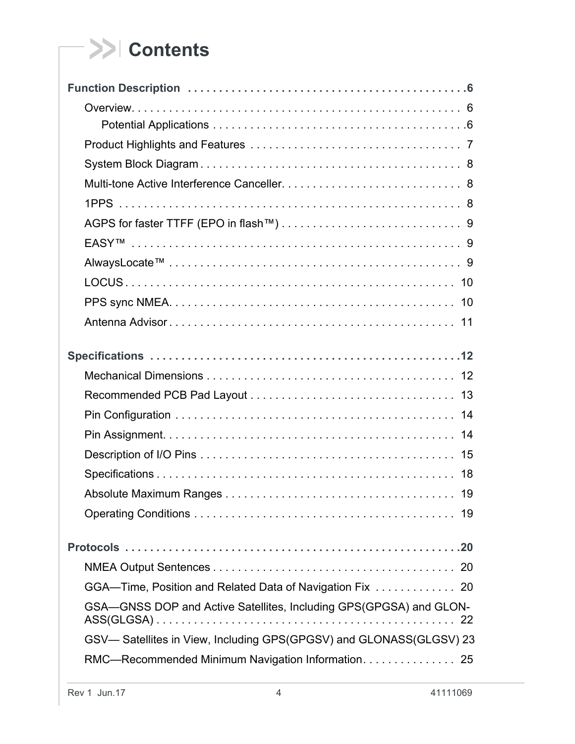# Contents

**Function Description** . . . . . . . . . . . . . . . . . . . . . . . . . . . . . . . . . . . . . . . . . . . . . .6

- Overview. . . . . . . . . . . . . . . . . . . . . . . . . . . . . . . . . . . . . . . . . . . . . . . . . . . . . 6
  - Potential Applications . . . . . . . . . . . . . . . . . . . . . . . . . . . . . . . . . . . . . . . . . .6
- Product Highlights and Features . . . . . . . . . . . . . . . . . . . . . . . . . . . . . . . . . . 7
- System Block Diagram . . . . . . . . . . . . . . . . . . . . . . . . . . . . . . . . . . . . . . . . . . 8
- Multi-tone Active Interference Canceller. . . . . . . . . . . . . . . . . . . . . . . . . . . . . 8
- 1PPS . . . . . . . . . . . . . . . . . . . . . . . . . . . . . . . . . . . . . . . . . . . . . . . . . . . . . . 8
- AGPS for faster TTFF (EPO in flash™) . . . . . . . . . . . . . . . . . . . . . . . . . . . . . 9
- EASY™ . . . . . . . . . . . . . . . . . . . . . . . . . . . . . . . . . . . . . . . . . . . . . . . . . . . . 9
- AlwaysLocate™ . . . . . . . . . . . . . . . . . . . . . . . . . . . . . . . . . . . . . . . . . . . . . . . 9
- LOCUS . . . . . . . . . . . . . . . . . . . . . . . . . . . . . . . . . . . . . . . . . . . . . . . . . . . . 10
- PPS sync NMEA. . . . . . . . . . . . . . . . . . . . . . . . . . . . . . . . . . . . . . . . . . . . . . 10
- Antenna Advisor . . . . . . . . . . . . . . . . . . . . . . . . . . . . . . . . . . . . . . . . . . . . . . 11

**Specifications** . . . . . . . . . . . . . . . . . . . . . . . . . . . . . . . . . . . . . . . . . . . . . . . . . .12

- Mechanical Dimensions . . . . . . . . . . . . . . . . . . . . . . . . . . . . . . . . . . . . . . . . 12
- Recommended PCB Pad Layout . . . . . . . . . . . . . . . . . . . . . . . . . . . . . . . . . 13
- Pin Configuration . . . . . . . . . . . . . . . . . . . . . . . . . . . . . . . . . . . . . . . . . . . . . 14
- Pin Assignment. . . . . . . . . . . . . . . . . . . . . . . . . . . . . . . . . . . . . . . . . . . . . . . 14
- Description of I/O Pins . . . . . . . . . . . . . . . . . . . . . . . . . . . . . . . . . . . . . . . . . 15
- Specifications . . . . . . . . . . . . . . . . . . . . . . . . . . . . . . . . . . . . . . . . . . . . . . . . 18
- Absolute Maximum Ranges . . . . . . . . . . . . . . . . . . . . . . . . . . . . . . . . . . . . . 19
- Operating Conditions . . . . . . . . . . . . . . . . . . . . . . . . . . . . . . . . . . . . . . . . . . 19

**Protocols** . . . . . . . . . . . . . . . . . . . . . . . . . . . . . . . . . . . . . . . . . . . . . . . . . . . . . .20

- NMEA Output Sentences . . . . . . . . . . . . . . . . . . . . . . . . . . . . . . . . . . . . . . . 20
- GGA—Time, Position and Related Data of Navigation Fix . . . . . . . . . . . . . 20
- GSA—GNSS DOP and Active Satellites, Including GPS(GPGSA) and GLONASS(GLGSA) . . . . . . . . . . . . . . . . . . . . . . . . . . . . . . . . . . . . . . . . . . . . . . . 22
- GSV— Satellites in View, Including GPS(GPGSV) and GLONASS(GLGSV) 23
- RMC—Recommended Minimum Navigation Information. . . . . . . . . . . . . . . 25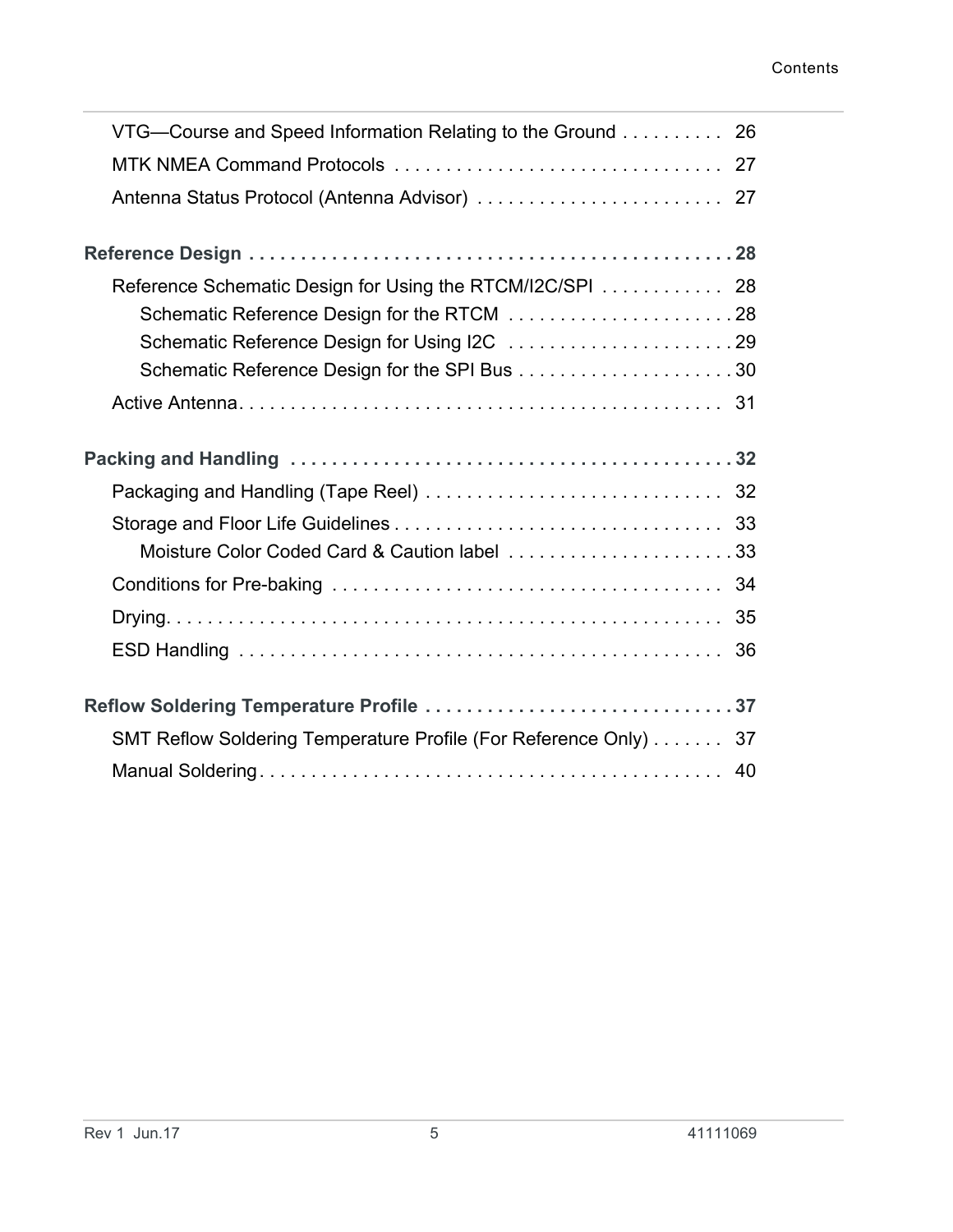- VTG—Course and Speed Information Relating to the Ground .......... 26
- MTK NMEA Command Protocols ................................ 27
- Antenna Status Protocol (Antenna Advisor) ........................ 27

**Reference Design ................................................ 28**

- Reference Schematic Design for Using the RTCM/I2C/SPI ............ 28
  - Schematic Reference Design for the RTCM ...................... 28
  - Schematic Reference Design for Using I2C ...................... 29
  - Schematic Reference Design for the SPI Bus ..................... 30
- Active Antenna ................................................ 31

**Packing and Handling ............................................ 32**

- Packaging and Handling (Tape Reel) ............................. 32
- Storage and Floor Life Guidelines ................................ 33
  - Moisture Color Coded Card & Caution label ...................... 33
- Conditions for Pre-baking ...................................... 34
- Drying ....................................................... 35
- ESD Handling ................................................ 36

**Reflow Soldering Temperature Profile .............................. 37**

- SMT Reflow Soldering Temperature Profile (For Reference Only) ....... 37
- Manual Soldering ............................................. 40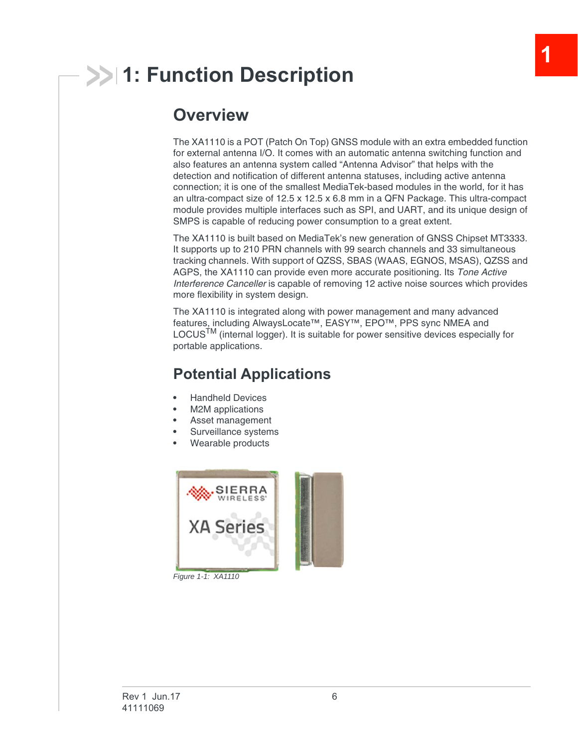# 1: Function Description

## Overview

The XA1110 is a POT (Patch On Top) GNSS module with an extra embedded function for external antenna I/O. It comes with an automatic antenna switching function and also features an antenna system called “Antenna Advisor” that helps with the detection and notification of different antenna statuses, including active antenna connection; it is one of the smallest MediaTek-based modules in the world, for it has an ultra-compact size of 12.5 x 12.5 x 6.8 mm in a QFN Package. This ultra-compact module provides multiple interfaces such as SPI, and UART, and its unique design of SMPS is capable of reducing power consumption to a great extent.

The XA1110 is built based on MediaTek’s new generation of GNSS Chipset MT3333. It supports up to 210 PRN channels with 99 search channels and 33 simultaneous tracking channels. With support of QZSS, SBAS (WAAS, EGNOS, MSAS), QZSS and AGPS, the XA1110 can provide even more accurate positioning. Its *Tone Active Interference Canceller* is capable of removing 12 active noise sources which provides more flexibility in system design.

The XA1110 is integrated along with power management and many advanced features, including AlwaysLocate™, EASY™, EPO™, PPS sync NMEA and LOCUS™ (internal logger). It is suitable for power sensitive devices especially for portable applications.

## Potential Applications

- Handheld Devices
- M2M applications
- Asset management
- Surveillance systems
- Wearable products

*Figure 1-1: XA1110*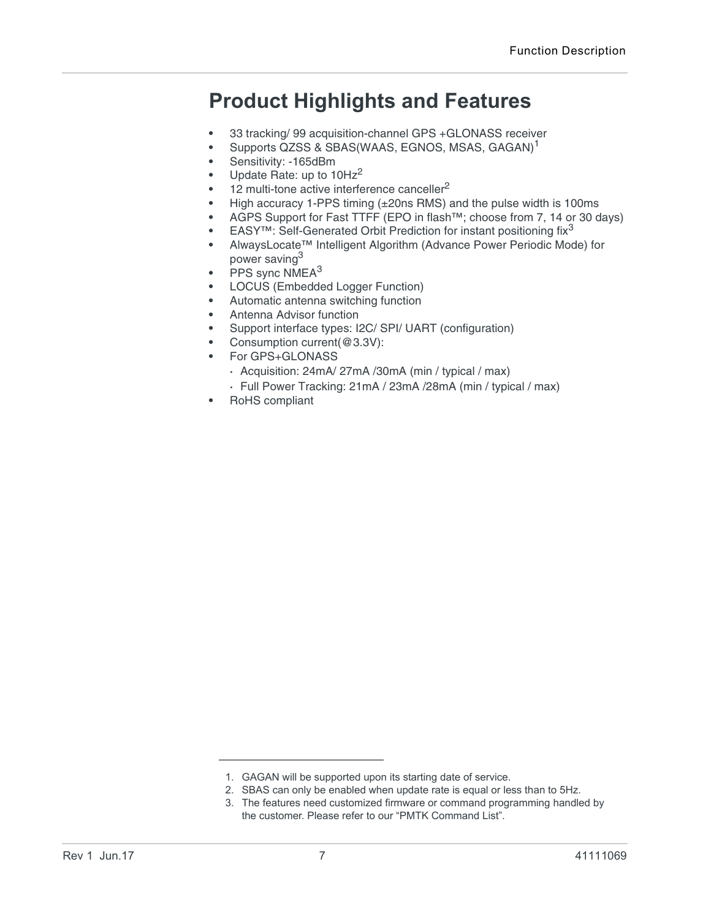# Product Highlights and Features

- 33 tracking/ 99 acquisition-channel GPS +GLONASS receiver
- Supports QZSS & SBAS(WAAS, EGNOS, MSAS, GAGAN)[1]
- Sensitivity: -165dBm
- Update Rate: up to 10Hz[2]
- 12 multi-tone active interference canceller[2]
- High accuracy 1-PPS timing (±20ns RMS) and the pulse width is 100ms
- AGPS Support for Fast TTFF (EPO in flash™; choose from 7, 14 or 30 days)
- EASY™: Self-Generated Orbit Prediction for instant positioning fix[3]
- AlwaysLocate™ Intelligent Algorithm (Advance Power Periodic Mode) for power saving[3]
- PPS sync NMEA[3]
- LOCUS (Embedded Logger Function)
- Automatic antenna switching function
- Antenna Advisor function
- Support interface types: I2C/ SPI/ UART (configuration)
- Consumption current(@3.3V):
- For GPS+GLONASS
  - Acquisition: 24mA/ 27mA /30mA (min / typical / max)
  - Full Power Tracking: 21mA / 23mA /28mA (min / typical / max)
- RoHS compliant

---

1. GAGAN will be supported upon its starting date of service.
2. SBAS can only be enabled when update rate is equal or less than to 5Hz.
3. The features need customized firmware or command programming handled by the customer. Please refer to our “PMTK Command List”.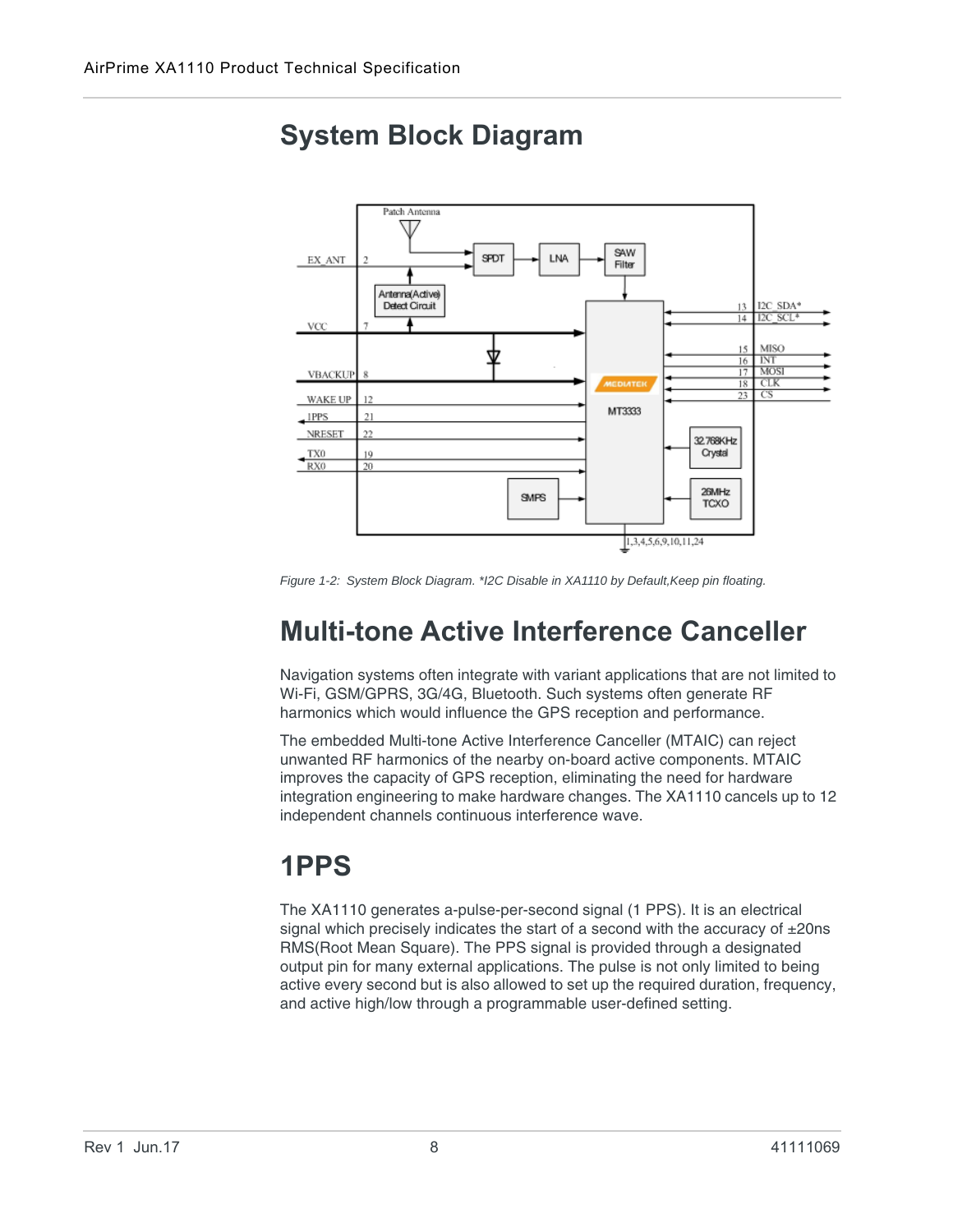## System Block Diagram

Figure 1-2: System Block Diagram. *I2C Disable in XA1110 by Default,Keep pin floating.

## Multi-tone Active Interference Canceller

Navigation systems often integrate with variant applications that are not limited to Wi-Fi, GSM/GPRS, 3G/4G, Bluetooth. Such systems often generate RF harmonics which would influence the GPS reception and performance.

The embedded Multi-tone Active Interference Canceller (MTAIC) can reject unwanted RF harmonics of the nearby on-board active components. MTAIC improves the capacity of GPS reception, eliminating the need for hardware integration engineering to make hardware changes. The XA1110 cancels up to 12 independent channels continuous interference wave.

## 1PPS

The XA1110 generates a-pulse-per-second signal (1 PPS). It is an electrical signal which precisely indicates the start of a second with the accuracy of ±20ns RMS(Root Mean Square). The PPS signal is provided through a designated output pin for many external applications. The pulse is not only limited to being active every second but is also allowed to set up the required duration, frequency, and active high/low through a programmable user-defined setting.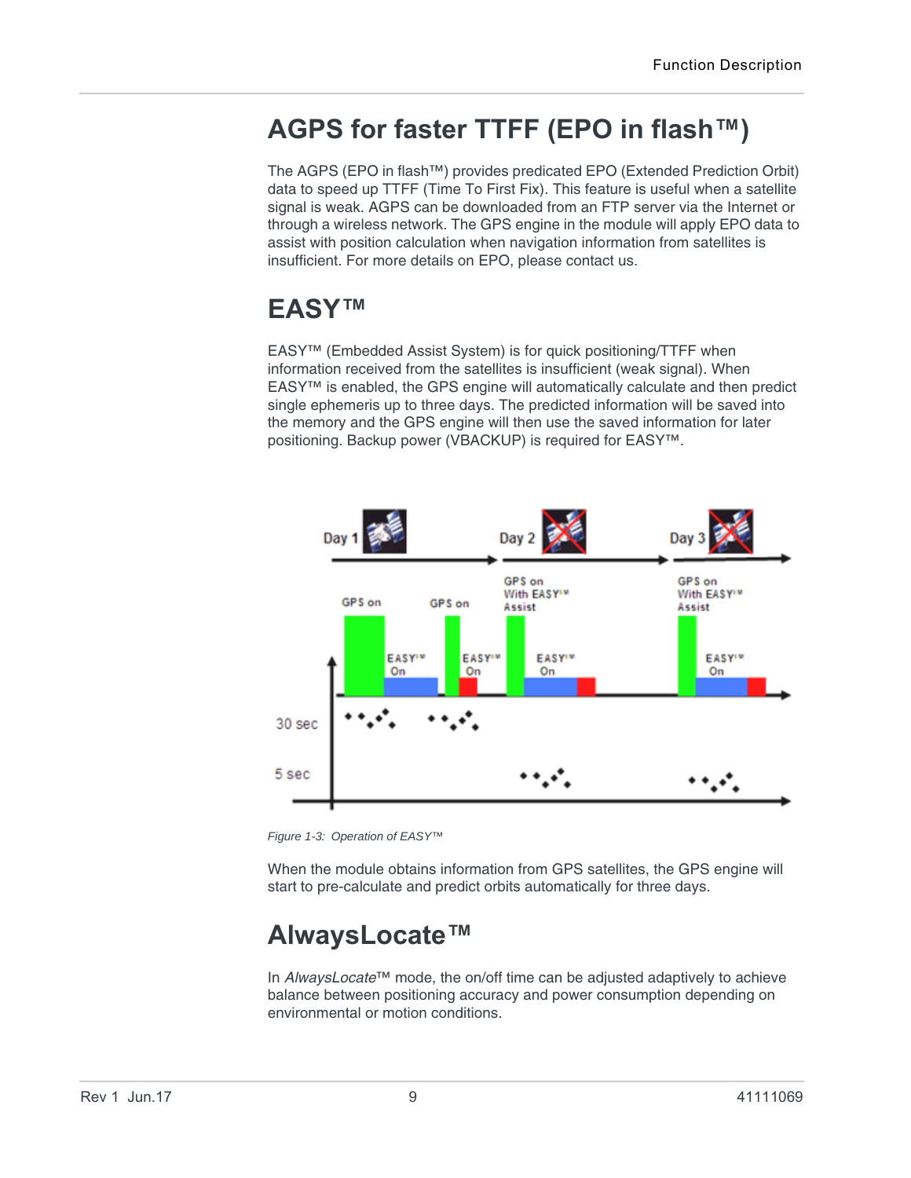# AGPS for faster TTFF (EPO in flash™)

The AGPS (EPO in flash™) provides predicated EPO (Extended Prediction Orbit) data to speed up TTFF (Time To First Fix). This feature is useful when a satellite signal is weak. AGPS can be downloaded from an FTP server via the Internet or through a wireless network. The GPS engine in the module will apply EPO data to assist with position calculation when navigation information from satellites is insufficient. For more details on EPO, please contact us.

# EASY™

EASY™ (Embedded Assist System) is for quick positioning/TTFF when information received from the satellites is insufficient (weak signal). When EASY™ is enabled, the GPS engine will automatically calculate and then predict single ephemeris up to three days. The predicted information will be saved into the memory and the GPS engine will then use the saved information for later positioning. Backup power (VBACKUP) is required for EASY™.

*Figure 1-3: Operation of EASY™*

When the module obtains information from GPS satellites, the GPS engine will start to pre-calculate and predict orbits automatically for three days.

# AlwaysLocate™

In *AlwaysLocate*™ mode, the on/off time can be adjusted adaptively to achieve balance between positioning accuracy and power consumption depending on environmental or motion conditions.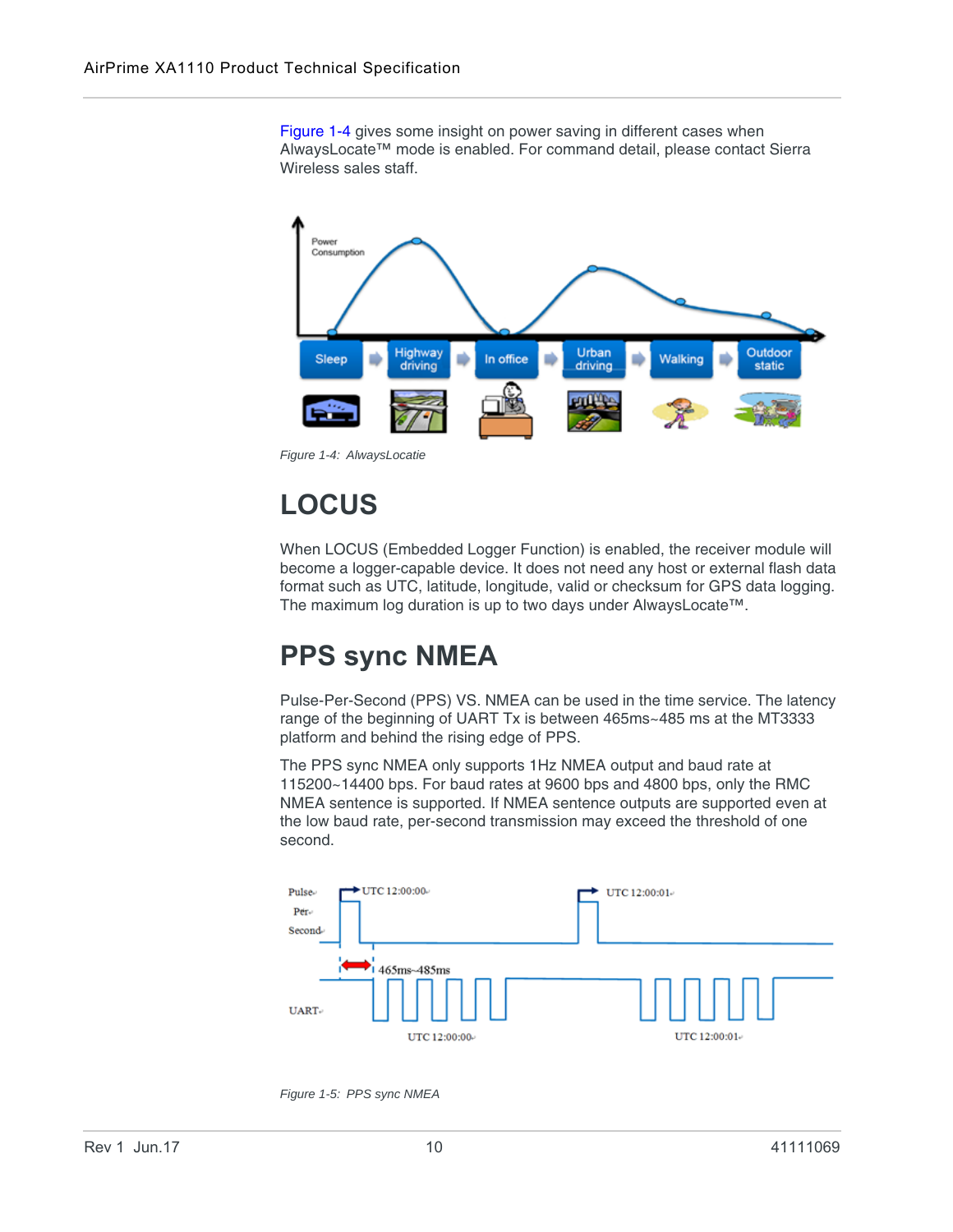Figure 1-4 gives some insight on power saving in different cases when AlwaysLocate™ mode is enabled. For command detail, please contact Sierra Wireless sales staff.

*Figure 1-4: AlwaysLocatie*

# LOCUS

When LOCUS (Embedded Logger Function) is enabled, the receiver module will become a logger-capable device. It does not need any host or external flash data format such as UTC, latitude, longitude, valid or checksum for GPS data logging. The maximum log duration is up to two days under AlwaysLocate™.

# PPS sync NMEA

Pulse-Per-Second (PPS) VS. NMEA can be used in the time service. The latency range of the beginning of UART Tx is between 465ms~485 ms at the MT3333 platform and behind the rising edge of PPS.

The PPS sync NMEA only supports 1Hz NMEA output and baud rate at 115200~14400 bps. For baud rates at 9600 bps and 4800 bps, only the RMC NMEA sentence is supported. If NMEA sentence outputs are supported even at the low baud rate, per-second transmission may exceed the threshold of one second.

*Figure 1-5: PPS sync NMEA*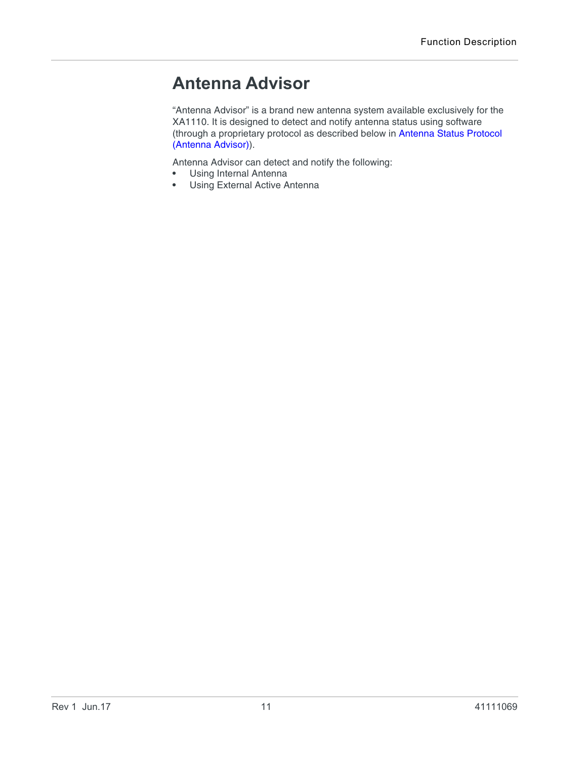# Antenna Advisor

"Antenna Advisor" is a brand new antenna system available exclusively for the XA1110. It is designed to detect and notify antenna status using software (through a proprietary protocol as described below in Antenna Status Protocol (Antenna Advisor)).

Antenna Advisor can detect and notify the following:

- Using Internal Antenna
- Using External Active Antenna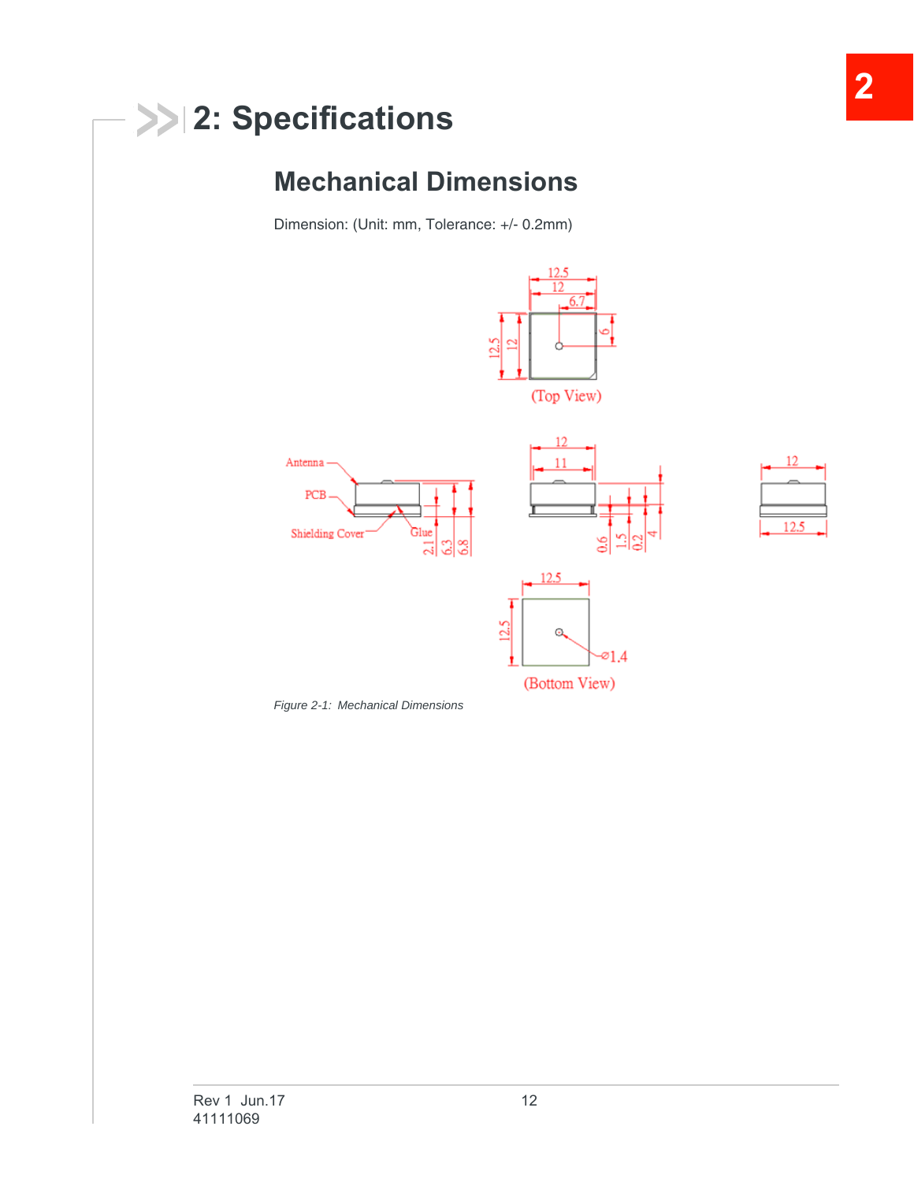# 2: Specifications

## Mechanical Dimensions

Dimension: (Unit: mm, Tolerance: +/- 0.2mm)

*Figure 2-1: Mechanical Dimensions*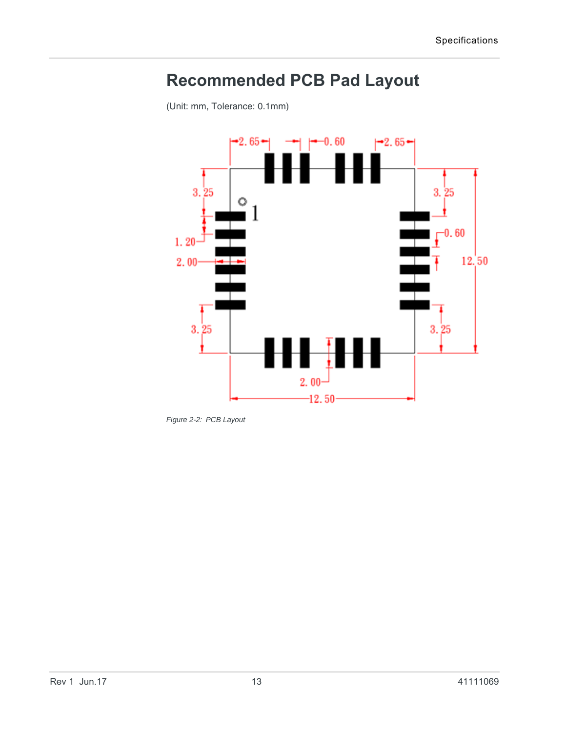# Recommended PCB Pad Layout

(Unit: mm, Tolerance: 0.1mm)

*Figure 2-2: PCB Layout*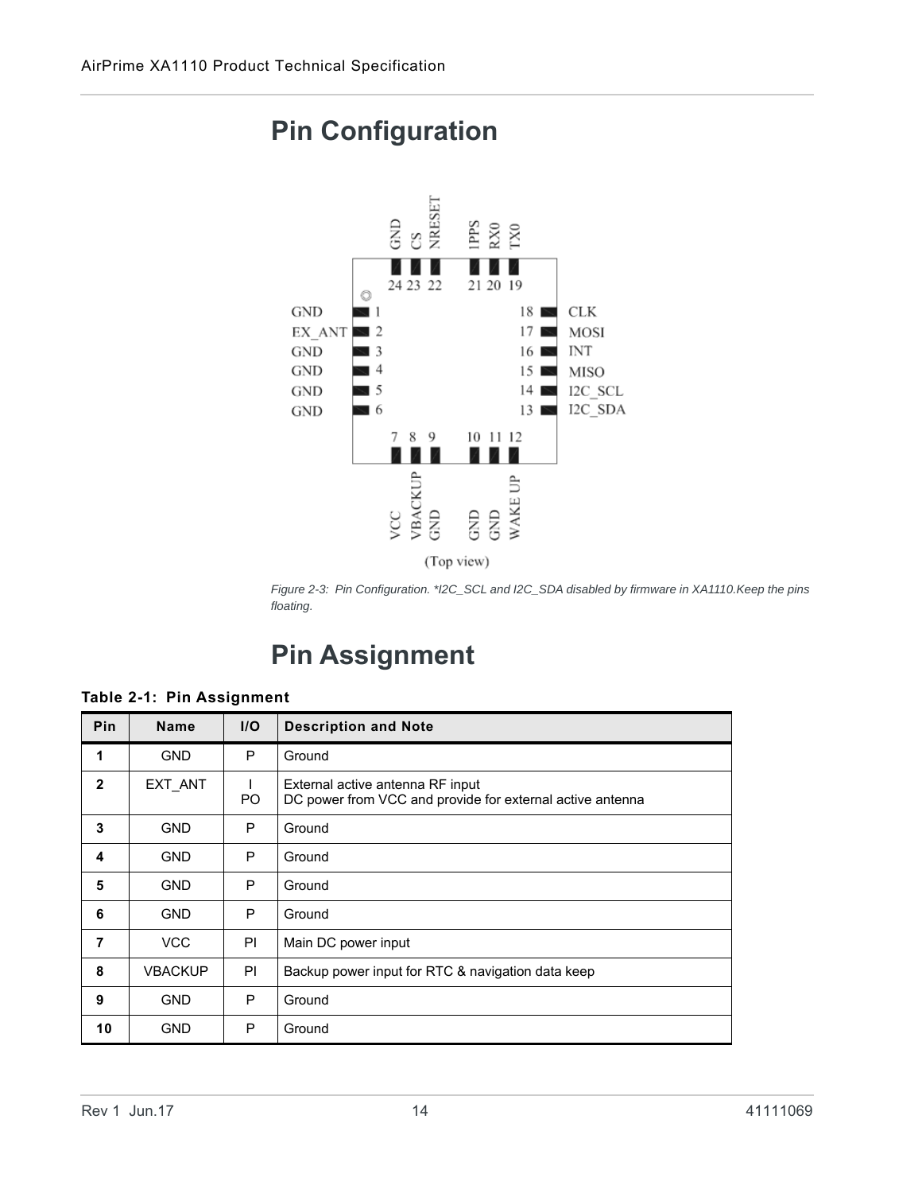# Pin Configuration

*Figure 2-3: Pin Configuration. *I2C_SCL and I2C_SDA disabled by firmware in XA1110.Keep the pins floating.*

# Pin Assignment

**Table 2-1: Pin Assignment**

| Pin | Name | I/O | Description and Note |
|---|---|---|---|
| **1** | GND | P | Ground |
| **2** | EXT_ANT | I<br>PO | External active antenna RF input<br>DC power from VCC and provide for external active antenna |
| **3** | GND | P | Ground |
| **4** | GND | P | Ground |
| **5** | GND | P | Ground |
| **6** | GND | P | Ground |
| **7** | VCC | PI | Main DC power input |
| **8** | VBACKUP | PI | Backup power input for RTC & navigation data keep |
| **9** | GND | P | Ground |
| **10** | GND | P | Ground |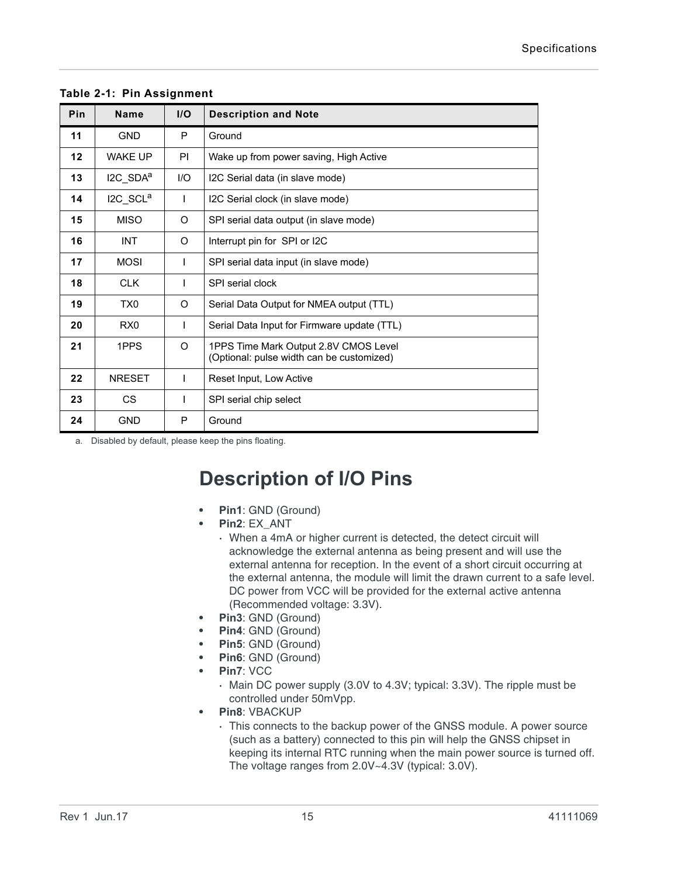**Table 2-1: Pin Assignment**

| Pin | Name | I/O | Description and Note |
|---|---|---|---|
| **11** | GND | P | Ground |
| **12** | WAKE UP | PI | Wake up from power saving, High Active |
| **13** | I2C_SDA[a] | I/O | I2C Serial data (in slave mode) |
| **14** | I2C_SCL[a] | I | I2C Serial clock (in slave mode) |
| **15** | MISO | O | SPI serial data output (in slave mode) |
| **16** | INT | O | Interrupt pin for SPI or I2C |
| **17** | MOSI | I | SPI serial data input (in slave mode) |
| **18** | CLK | I | SPI serial clock |
| **19** | TX0 | O | Serial Data Output for NMEA output (TTL) |
| **20** | RX0 | I | Serial Data Input for Firmware update (TTL) |
| **21** | 1PPS | O | 1PPS Time Mark Output 2.8V CMOS Level (Optional: pulse width can be customized) |
| **22** | NRESET | I | Reset Input, Low Active |
| **23** | CS | I | SPI serial chip select |
| **24** | GND | P | Ground |

a. Disabled by default, please keep the pins floating.

# Description of I/O Pins

- **Pin1**: GND (Ground)
- **Pin2**: EX_ANT
  - When a 4mA or higher current is detected, the detect circuit will acknowledge the external antenna as being present and will use the external antenna for reception. In the event of a short circuit occurring at the external antenna, the module will limit the drawn current to a safe level. DC power from VCC will be provided for the external active antenna (Recommended voltage: 3.3V).
- **Pin3**: GND (Ground)
- **Pin4**: GND (Ground)
- **Pin5**: GND (Ground)
- **Pin6**: GND (Ground)
- **Pin7**: VCC
  - Main DC power supply (3.0V to 4.3V; typical: 3.3V). The ripple must be controlled under 50mVpp.
- **Pin8**: VBACKUP
  - This connects to the backup power of the GNSS module. A power source (such as a battery) connected to this pin will help the GNSS chipset in keeping its internal RTC running when the main power source is turned off. The voltage ranges from 2.0V~4.3V (typical: 3.0V).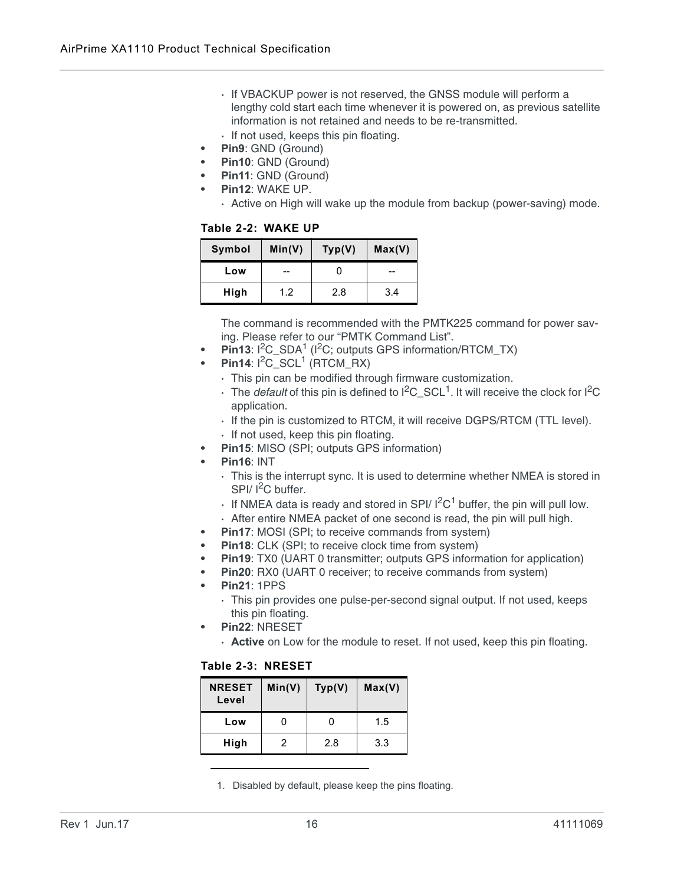- If VBACKUP power is not reserved, the GNSS module will perform a lengthy cold start each time whenever it is powered on, as previous satellite information is not retained and needs to be re-transmitted.
- If not used, keeps this pin floating.

- **Pin9**: GND (Ground)
- **Pin10**: GND (Ground)
- **Pin11**: GND (Ground)
- **Pin12**: WAKE UP.
  - Active on High will wake up the module from backup (power-saving) mode.

**Table 2-2: WAKE UP**

| Symbol | Min(V) | Typ(V) | Max(V) |
|---|---|---|---|
| Low | -- | 0 | -- |
| High | 1.2 | 2.8 | 3.4 |

The command is recommended with the PMTK225 command for power saving. Please refer to our "PMTK Command List".

- **Pin13**: $I^2C$_SDA[1] ($I^2C$; outputs GPS information/RTCM_TX)
- **Pin14**: $I^2C$_SCL[1] (RTCM_RX)
  - This pin can be modified through firmware customization.
  - The *default* of this pin is defined to $I^2C$_SCL[1]. It will receive the clock for $I^2C$ application.
  - If the pin is customized to RTCM, it will receive DGPS/RTCM (TTL level).
  - If not used, keep this pin floating.
- **Pin15**: MISO (SPI; outputs GPS information)
- **Pin16**: INT
  - This is the interrupt sync. It is used to determine whether NMEA is stored in SPI/ $I^2C$ buffer.
  - If NMEA data is ready and stored in SPI/ $I^2C$[1] buffer, the pin will pull low.
  - After entire NMEA packet of one second is read, the pin will pull high.
- **Pin17**: MOSI (SPI; to receive commands from system)
- **Pin18**: CLK (SPI; to receive clock time from system)
- **Pin19**: TX0 (UART 0 transmitter; outputs GPS information for application)
- **Pin20**: RX0 (UART 0 receiver; to receive commands from system)
- **Pin21**: 1PPS
  - This pin provides one pulse-per-second signal output. If not used, keeps this pin floating.
- **Pin22**: NRESET
  - **Active** on Low for the module to reset. If not used, keep this pin floating.

**Table 2-3: NRESET**

| NRESET Level | Min(V) | Typ(V) | Max(V) |
|---|---|---|---|
| Low | 0 | 0 | 1.5 |
| High | 2 | 2.8 | 3.3 |

1. Disabled by default, please keep the pins floating.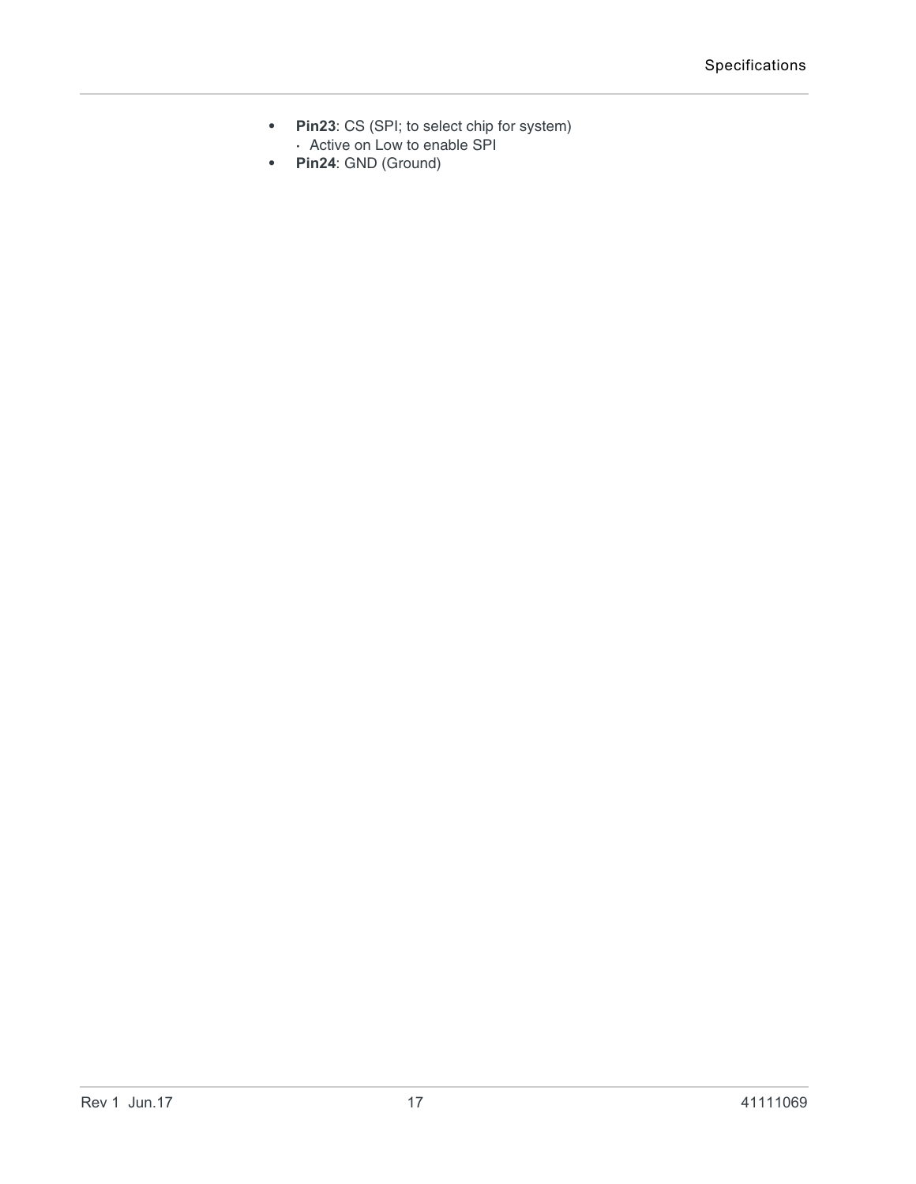- **Pin23**: CS (SPI; to select chip for system)
  - Active on Low to enable SPI
- **Pin24**: GND (Ground)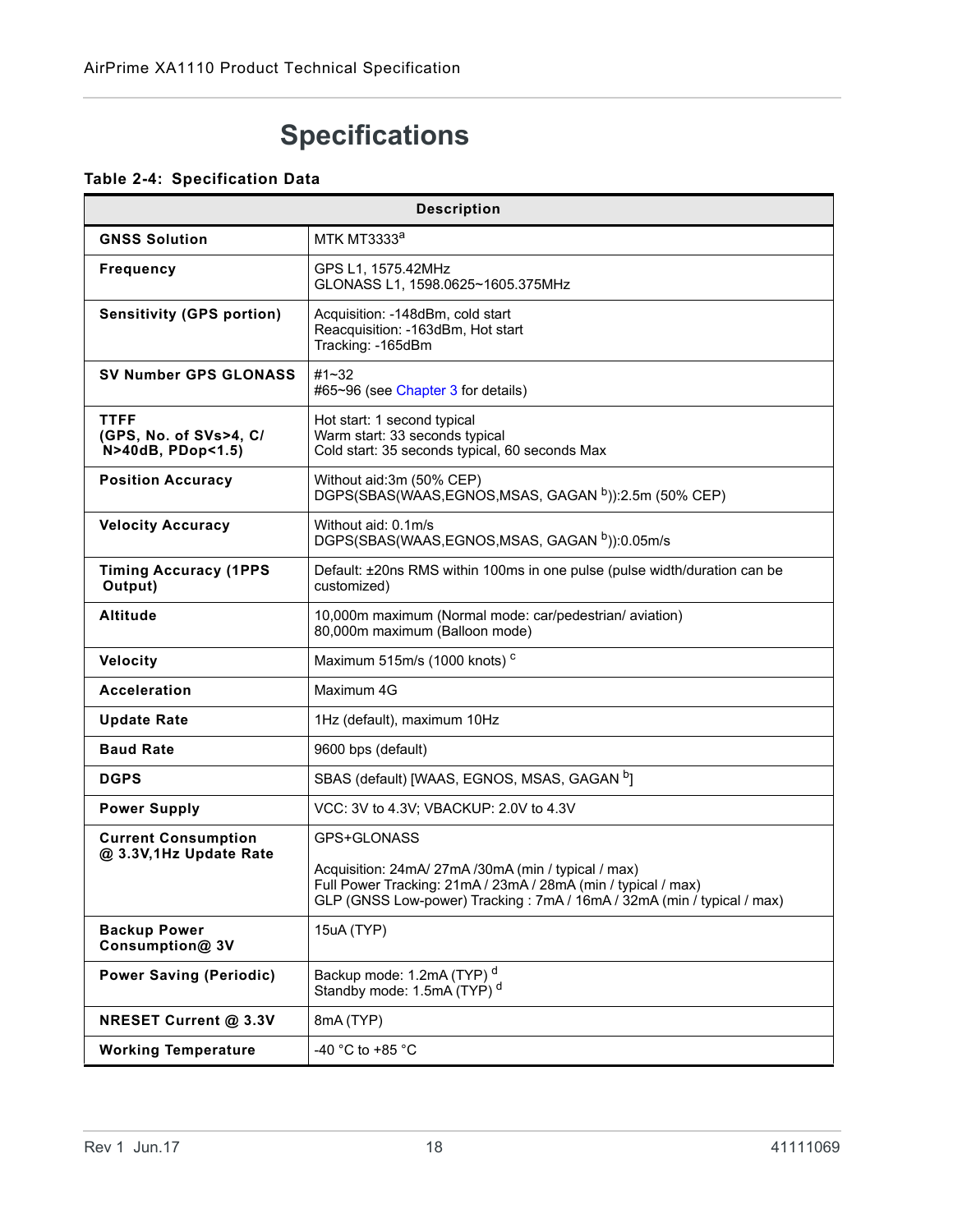# Specifications

**Table 2-4: Specification Data**

| | Description |
|---|---|
| **GNSS Solution** | MTK MT3333[a] |
| **Frequency** | GPS L1, 1575.42MHz<br>GLONASS L1, 1598.0625~1605.375MHz |
| **Sensitivity (GPS portion)** | Acquisition: -148dBm, cold start<br>Reacquisition: -163dBm, Hot start<br>Tracking: -165dBm |
| **SV Number GPS GLONASS** | #1~32<br>#65~96 (see Chapter 3 for details) |
| **TTFF (GPS, No. of SVs>4, C/N>40dB, PDop<1.5)** | Hot start: 1 second typical<br>Warm start: 33 seconds typical<br>Cold start: 35 seconds typical, 60 seconds Max |
| **Position Accuracy** | Without aid:3m (50% CEP)<br>DGPS(SBAS(WAAS,EGNOS,MSAS, GAGAN [b])):2.5m (50% CEP) |
| **Velocity Accuracy** | Without aid: 0.1m/s<br>DGPS(SBAS(WAAS,EGNOS,MSAS, GAGAN [b])):0.05m/s |
| **Timing Accuracy (1PPS Output)** | Default: ±20ns RMS within 100ms in one pulse (pulse width/duration can be customized) |
| **Altitude** | 10,000m maximum (Normal mode: car/pedestrian/ aviation)<br>80,000m maximum (Balloon mode) |
| **Velocity** | Maximum 515m/s (1000 knots) [c] |
| **Acceleration** | Maximum 4G |
| **Update Rate** | 1Hz (default), maximum 10Hz |
| **Baud Rate** | 9600 bps (default) |
| **DGPS** | SBAS (default) [WAAS, EGNOS, MSAS, GAGAN [b]] |
| **Power Supply** | VCC: 3V to 4.3V; VBACKUP: 2.0V to 4.3V |
| **Current Consumption @ 3.3V,1Hz Update Rate** | GPS+GLONASS<br><br>Acquisition: 24mA/ 27mA /30mA (min / typical / max)<br>Full Power Tracking: 21mA / 23mA / 28mA (min / typical / max)<br>GLP (GNSS Low-power) Tracking : 7mA / 16mA / 32mA (min / typical / max) |
| **Backup Power Consumption@ 3V** | 15uA (TYP) |
| **Power Saving (Periodic)** | Backup mode: 1.2mA (TYP) [d]<br>Standby mode: 1.5mA (TYP) [d] |
| **NRESET Current @ 3.3V** | 8mA (TYP) |
| **Working Temperature** | -40 °C to +85 °C |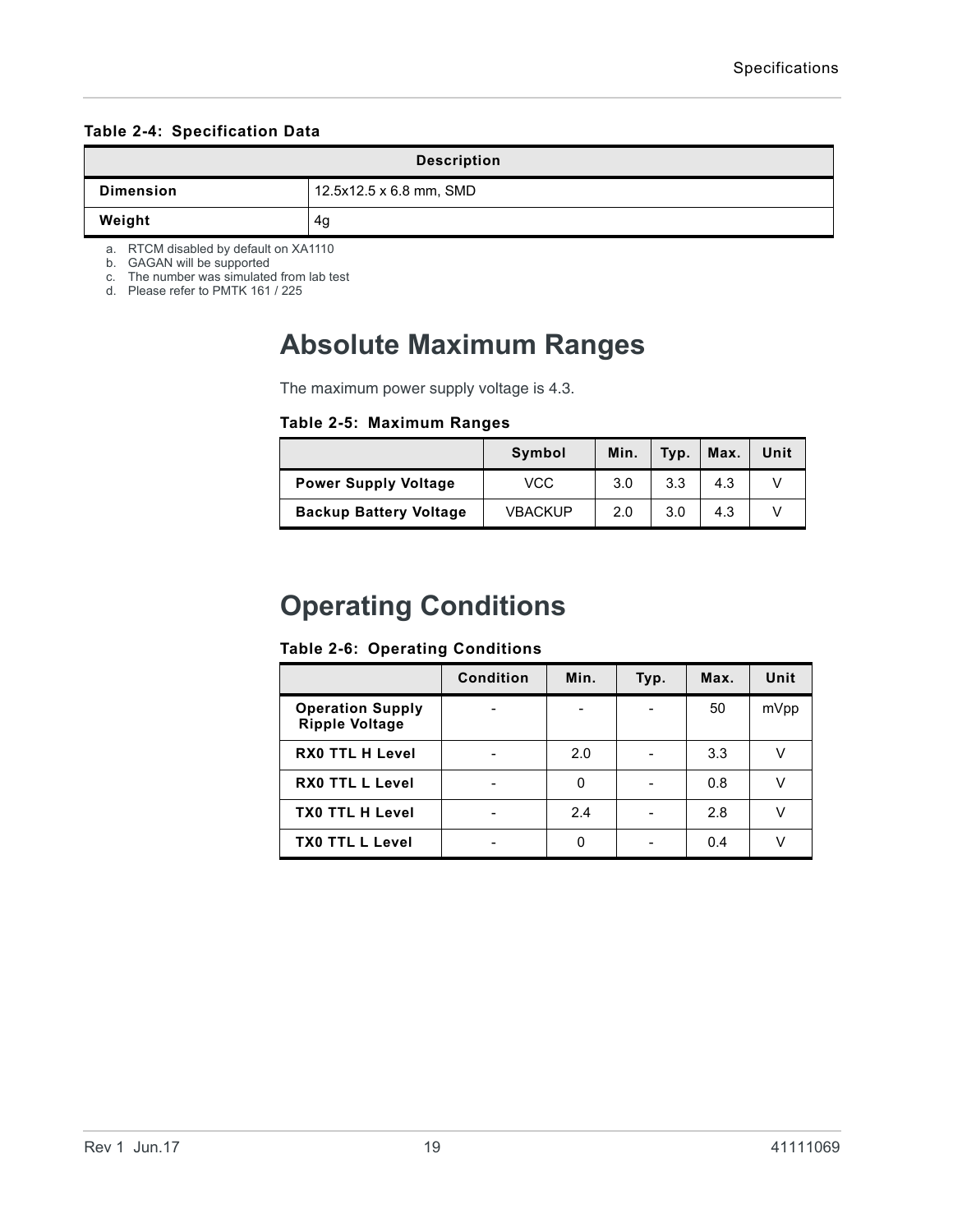**Table 2-4: Specification Data**

| Description | |
|---|---|
| **Dimension** | 12.5x12.5 x 6.8 mm, SMD |
| **Weight** | 4g |

a. RTCM disabled by default on XA1110
b. GAGAN will be supported
c. The number was simulated from lab test
d. Please refer to PMTK 161 / 225

# Absolute Maximum Ranges

The maximum power supply voltage is 4.3.

**Table 2-5: Maximum Ranges**

| | Symbol | Min. | Typ. | Max. | Unit |
|---|---|---|---|---|---|
| **Power Supply Voltage** | VCC | 3.0 | 3.3 | 4.3 | V |
| **Backup Battery Voltage** | VBACKUP | 2.0 | 3.0 | 4.3 | V |

# Operating Conditions

**Table 2-6: Operating Conditions**

| | Condition | Min. | Typ. | Max. | Unit |
|---|---|---|---|---|---|
| **Operation Supply Ripple Voltage** | - | - | - | 50 | mVpp |
| **RX0 TTL H Level** | - | 2.0 | - | 3.3 | V |
| **RX0 TTL L Level** | - | 0 | - | 0.8 | V |
| **TX0 TTL H Level** | - | 2.4 | - | 2.8 | V |
| **TX0 TTL L Level** | - | 0 | - | 0.4 | V |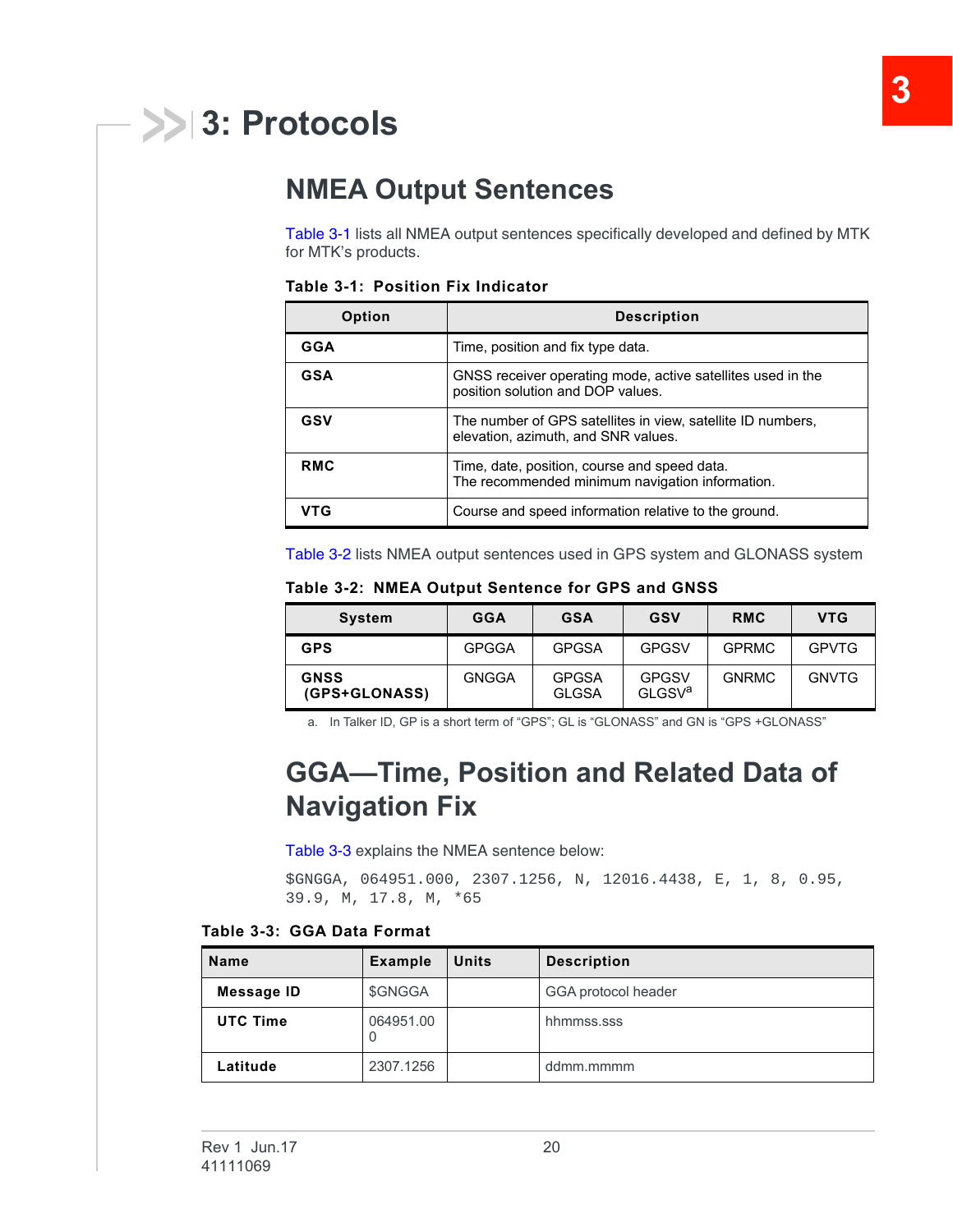# 3: Protocols

## NMEA Output Sentences

Table 3-1 lists all NMEA output sentences specifically developed and defined by MTK for MTK's products.

**Table 3-1: Position Fix Indicator**

| Option | Description |
|---|---|
| **GGA** | Time, position and fix type data. |
| **GSA** | GNSS receiver operating mode, active satellites used in the position solution and DOP values. |
| **GSV** | The number of GPS satellites in view, satellite ID numbers, elevation, azimuth, and SNR values. |
| **RMC** | Time, date, position, course and speed data.<br>The recommended minimum navigation information. |
| **VTG** | Course and speed information relative to the ground. |

Table 3-2 lists NMEA output sentences used in GPS system and GLONASS system

**Table 3-2: NMEA Output Sentence for GPS and GNSS**

| System | GGA | GSA | GSV | RMC | VTG |
|---|---|---|---|---|---|
| **GPS** | GPGGA | GPGSA | GPGSV | GPRMC | GPVTG |
| **GNSS (GPS+GLONASS)** | GNGGA | GPGSA<br>GLGSA | GPGSV<br>GLGSV[a] | GNRMC | GNVTG |

a. In Talker ID, GP is a short term of "GPS"; GL is "GLONASS" and GN is "GPS +GLONASS"

## GGA—Time, Position and Related Data of Navigation Fix

Table 3-3 explains the NMEA sentence below:

```
$GNGGA, 064951.000, 2307.1256, N, 12016.4438, E, 1, 8, 0.95,
39.9, M, 17.8, M, *65
```

**Table 3-3: GGA Data Format**

| Name | Example | Units | Description |
|---|---|---|---|
| **Message ID** | $GNGGA | | GGA protocol header |
| **UTC Time** | 064951.000 | | hhmmss.sss |
| **Latitude** | 2307.1256 | | ddmm.mmmm |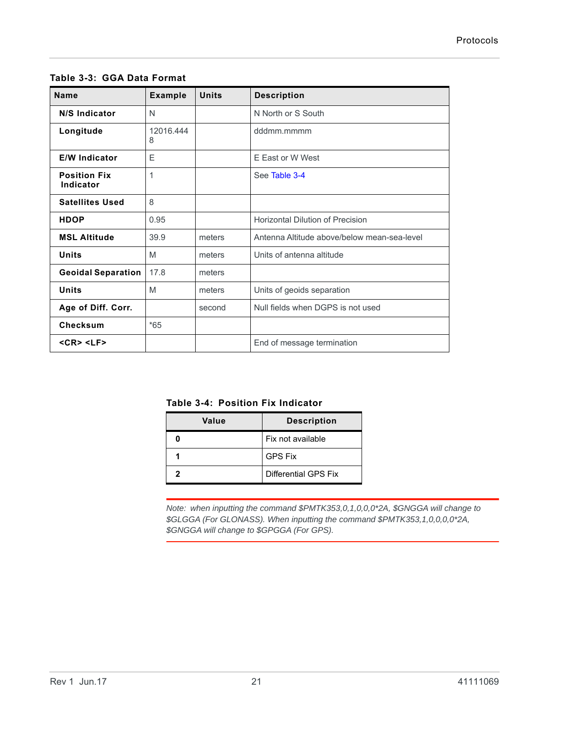**Table 3-3: GGA Data Format**

| Name | Example | Units | Description |
|---|---|---|---|
| **N/S Indicator** | N | | N North or S South |
| **Longitude** | 12016.4448 | | dddmm.mmmm |
| **E/W Indicator** | E | | E East or W West |
| **Position Fix Indicator** | 1 | | See Table 3-4 |
| **Satellites Used** | 8 | | |
| **HDOP** | 0.95 | | Horizontal Dilution of Precision |
| **MSL Altitude** | 39.9 | meters | Antenna Altitude above/below mean-sea-level |
| **Units** | M | meters | Units of antenna altitude |
| **Geoidal Separation** | 17.8 | meters | |
| **Units** | M | meters | Units of geoids separation |
| **Age of Diff. Corr.** | | second | Null fields when DGPS is not used |
| **Checksum** | *65 | | |
| **<CR> <LF>** | | | End of message termination |

**Table 3-4: Position Fix Indicator**

| Value | Description |
|---|---|
| **0** | Fix not available |
| **1** | GPS Fix |
| **2** | Differential GPS Fix |

*Note: when inputting the command $PMTK353,0,1,0,0,0*2A, $GNGGA will change to $GLGGA (For GLONASS). When inputting the command $PMTK353,1,0,0,0,0*2A, $GNGGA will change to $GPGGA (For GPS).*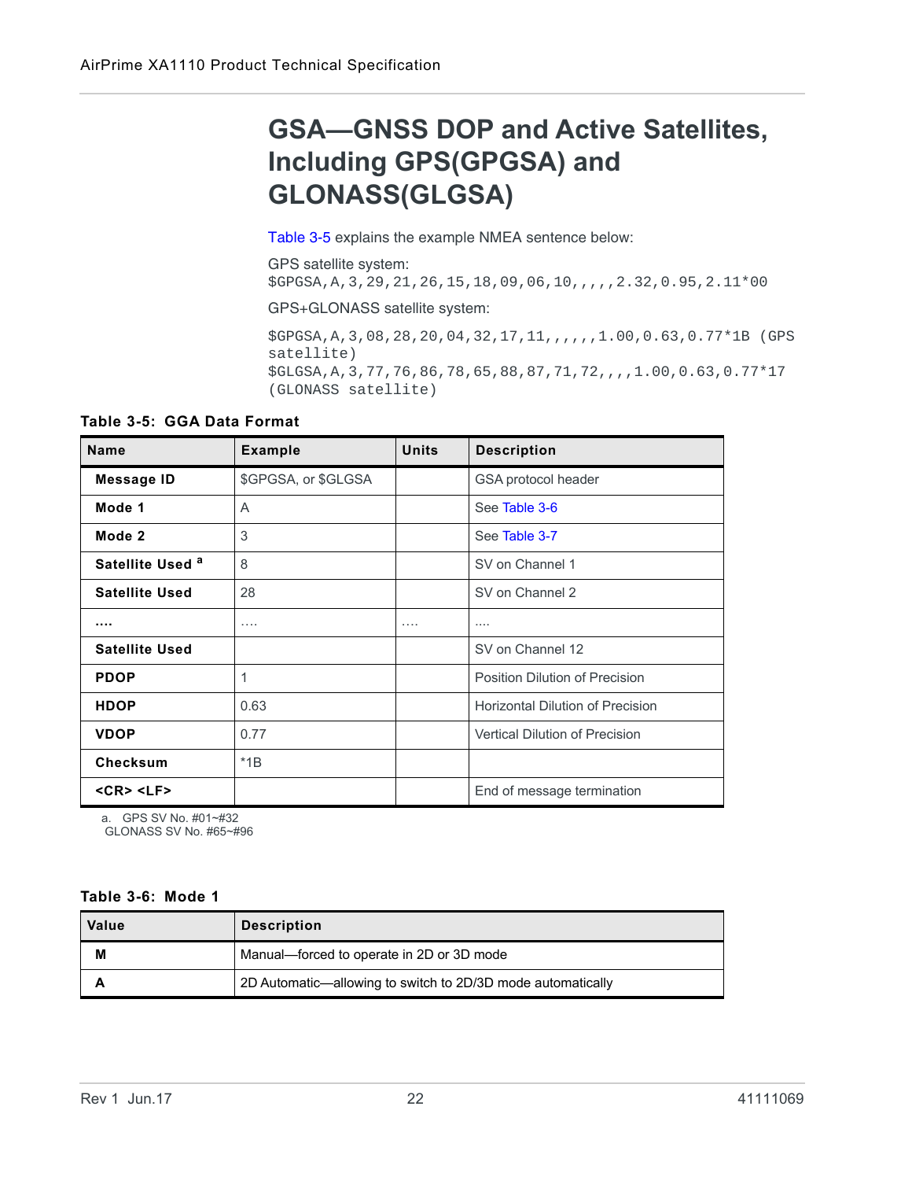# GSA—GNSS DOP and Active Satellites, Including GPS(GPGSA) and GLONASS(GLGSA)

Table 3-5 explains the example NMEA sentence below:

GPS satellite system:

```
$GPGSA,A,3,29,21,26,15,18,09,06,10,,,,,2.32,0.95,2.11*00
```

GPS+GLONASS satellite system:

```
$GPGSA,A,3,08,28,20,04,32,17,11,,,,,,1.00,0.63,0.77*1B (GPS satellite)
$GLGSA,A,3,77,76,86,78,65,88,87,71,72,,,,1.00,0.63,0.77*17 (GLONASS satellite)
```

**Table 3-5: GGA Data Format**

| Name | Example | Units | Description |
|---|---|---|---|
| **Message ID** | $GPGSA, or $GLGSA | | GSA protocol header |
| **Mode 1** | A | | See Table 3-6 |
| **Mode 2** | 3 | | See Table 3-7 |
| **Satellite Used** [a] | 8 | | SV on Channel 1 |
| **Satellite Used** | 28 | | SV on Channel 2 |
| **....** | .... | .... | .... |
| **Satellite Used** | | | SV on Channel 12 |
| **PDOP** | 1 | | Position Dilution of Precision |
| **HDOP** | 0.63 | | Horizontal Dilution of Precision |
| **VDOP** | 0.77 | | Vertical Dilution of Precision |
| **Checksum** | *1B | | |
| **<CR> <LF>** | | | End of message termination |

a. GPS SV No. #01~#32
GLONASS SV No. #65~#96

**Table 3-6: Mode 1**

| Value | Description |
|---|---|
| **M** | Manual—forced to operate in 2D or 3D mode |
| **A** | 2D Automatic—allowing to switch to 2D/3D mode automatically |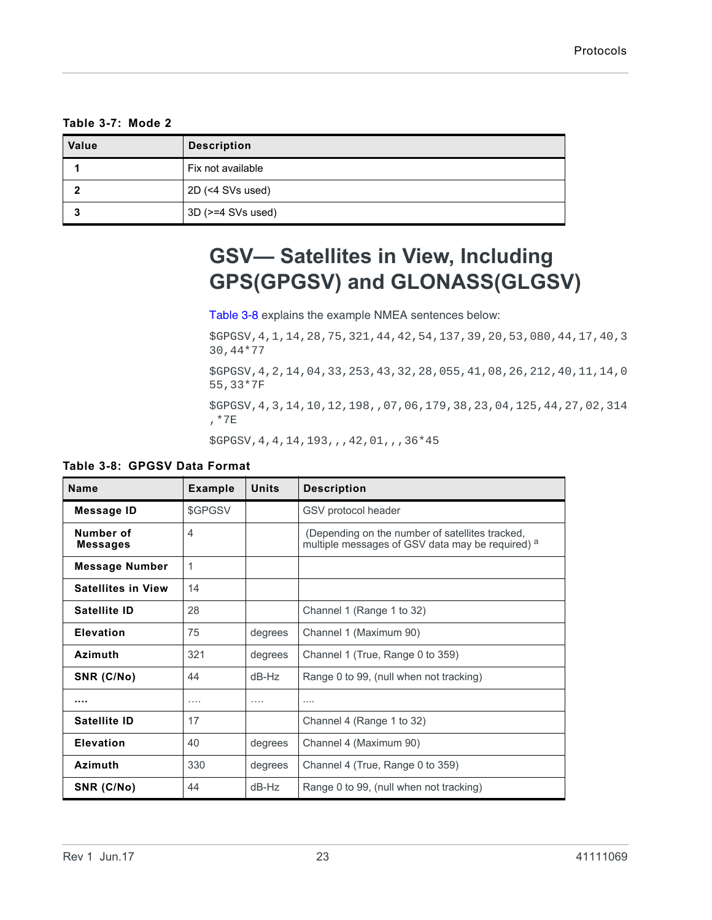**Table 3-7: Mode 2**

| Value | Description |
|---|---|
| **1** | Fix not available |
| **2** | 2D (<4 SVs used) |
| **3** | 3D (>=4 SVs used) |

# GSV— Satellites in View, Including GPS(GPGSV) and GLONASS(GLGSV)

Table 3-8 explains the example NMEA sentences below:

```
$GPGSV,4,1,14,28,75,321,44,42,54,137,39,20,53,080,44,17,40,330,44*77
```

```
$GPGSV,4,2,14,04,33,253,43,32,28,055,41,08,26,212,40,11,14,055,33*7F
```

```
$GPGSV,4,3,14,10,12,198,,07,06,179,38,23,04,125,44,27,02,314,*7E
```

```
$GPGSV,4,4,14,193,,,42,01,,,36*45
```

**Table 3-8: GPGSV Data Format**

| Name | Example | Units | Description |
|---|---|---|---|
| **Message ID** | $GPGSV | | GSV protocol header |
| **Number of Messages** | 4 | | (Depending on the number of satellites tracked, multiple messages of GSV data may be required) [a] |
| **Message Number** | 1 | | |
| **Satellites in View** | 14 | | |
| **Satellite ID** | 28 | | Channel 1 (Range 1 to 32) |
| **Elevation** | 75 | degrees | Channel 1 (Maximum 90) |
| **Azimuth** | 321 | degrees | Channel 1 (True, Range 0 to 359) |
| **SNR (C/No)** | 44 | dB-Hz | Range 0 to 99, (null when not tracking) |
| **....** | .... | .... | .... |
| **Satellite ID** | 17 | | Channel 4 (Range 1 to 32) |
| **Elevation** | 40 | degrees | Channel 4 (Maximum 90) |
| **Azimuth** | 330 | degrees | Channel 4 (True, Range 0 to 359) |
| **SNR (C/No)** | 44 | dB-Hz | Range 0 to 99, (null when not tracking) |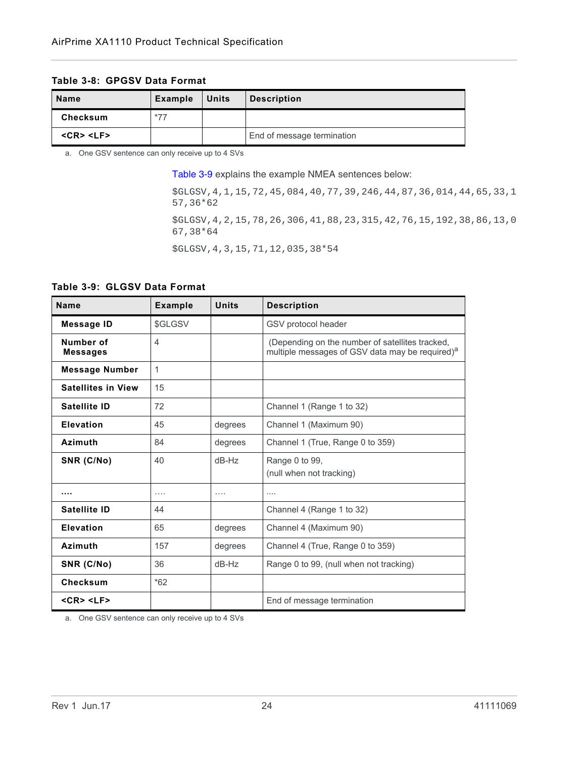**Table 3-8: GPGSV Data Format**

| Name | Example | Units | Description |
|---|---|---|---|
| **Checksum** | *77 | | |
| **<CR> <LF>** | | | End of message termination |

a. One GSV sentence can only receive up to 4 SVs

Table 3-9 explains the example NMEA sentences below:

```
$GLGSV,4,1,15,72,45,084,40,77,39,246,44,87,36,014,44,65,33,157,36*62
$GLGSV,4,2,15,78,26,306,41,88,23,315,42,76,15,192,38,86,13,067,38*64
$GLGSV,4,3,15,71,12,035,38*54
```

**Table 3-9: GLGSV Data Format**

| Name | Example | Units | Description |
|---|---|---|---|
| **Message ID** | $GLGSV | | GSV protocol header |
| **Number of Messages** | 4 | | (Depending on the number of satellites tracked, multiple messages of GSV data may be required)[a] |
| **Message Number** | 1 | | |
| **Satellites in View** | 15 | | |
| **Satellite ID** | 72 | | Channel 1 (Range 1 to 32) |
| **Elevation** | 45 | degrees | Channel 1 (Maximum 90) |
| **Azimuth** | 84 | degrees | Channel 1 (True, Range 0 to 359) |
| **SNR (C/No)** | 40 | dB-Hz | Range 0 to 99, (null when not tracking) |
| **....** | .... | .... | .... |
| **Satellite ID** | 44 | | Channel 4 (Range 1 to 32) |
| **Elevation** | 65 | degrees | Channel 4 (Maximum 90) |
| **Azimuth** | 157 | degrees | Channel 4 (True, Range 0 to 359) |
| **SNR (C/No)** | 36 | dB-Hz | Range 0 to 99, (null when not tracking) |
| **Checksum** | *62 | | |
| **<CR> <LF>** | | | End of message termination |

a. One GSV sentence can only receive up to 4 SVs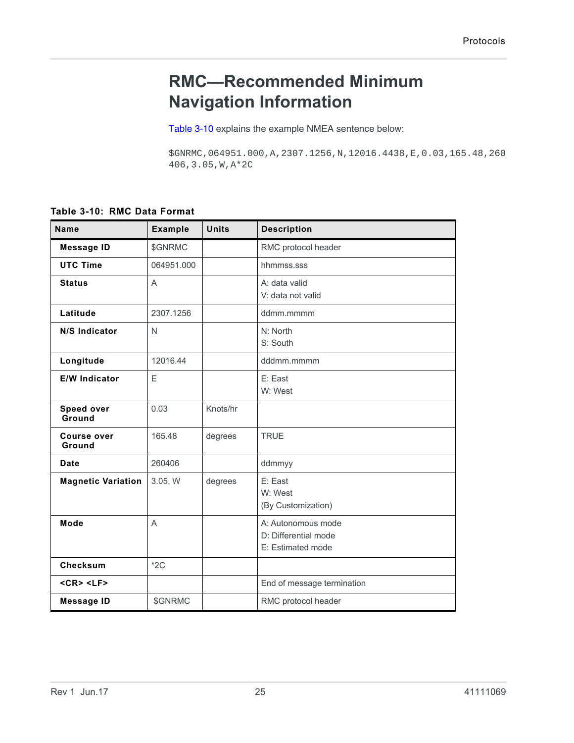# RMC—Recommended Minimum Navigation Information

Table 3-10 explains the example NMEA sentence below:

```
$GNRMC,064951.000,A,2307.1256,N,12016.4438,E,0.03,165.48,260
406,3.05,W,A*2C
```

**Table 3-10: RMC Data Format**

| Name | Example | Units | Description |
|---|---|---|---|
| **Message ID** | $GNRMC | | RMC protocol header |
| **UTC Time** | 064951.000 | | hhmmss.sss |
| **Status** | A | | A: data valid<br>V: data not valid |
| **Latitude** | 2307.1256 | | ddmm.mmmm |
| **N/S Indicator** | N | | N: North<br>S: South |
| **Longitude** | 12016.44 | | dddmm.mmmm |
| **E/W Indicator** | E | | E: East<br>W: West |
| **Speed over Ground** | 0.03 | Knots/hr | |
| **Course over Ground** | 165.48 | degrees | TRUE |
| **Date** | 260406 | | ddmmyy |
| **Magnetic Variation** | 3.05, W | degrees | E: East<br>W: West<br>(By Customization) |
| **Mode** | A | | A: Autonomous mode<br>D: Differential mode<br>E: Estimated mode |
| **Checksum** | *2C | | |
| **<CR> <LF>** | | | End of message termination |
| **Message ID** | $GNRMC | | RMC protocol header |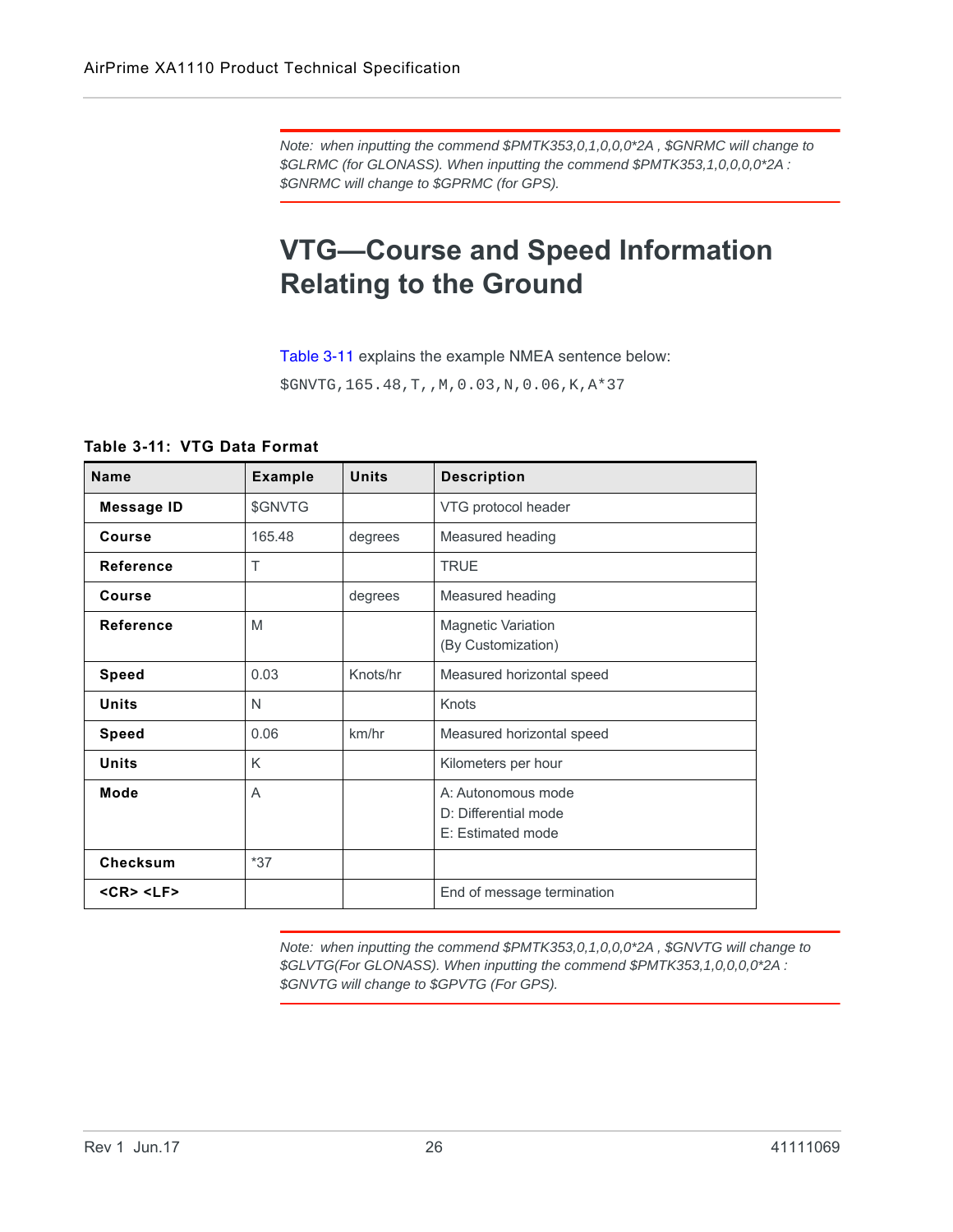*Note: when inputting the commend $PMTK353,0,1,0,0,0*2A , $GNRMC will change to $GLRMC (for GLONASS). When inputting the commend $PMTK353,1,0,0,0,0*2A : $GNRMC will change to $GPRMC (for GPS).*

## VTG—Course and Speed Information Relating to the Ground

Table 3-11 explains the example NMEA sentence below:

```
$GNVTG,165.48,T,,M,0.03,N,0.06,K,A*37
```

**Table 3-11: VTG Data Format**

| Name | Example | Units | Description |
|---|---|---|---|
| **Message ID** | $GNVTG | | VTG protocol header |
| **Course** | 165.48 | degrees | Measured heading |
| **Reference** | T | | TRUE |
| **Course** | | degrees | Measured heading |
| **Reference** | M | | Magnetic Variation (By Customization) |
| **Speed** | 0.03 | Knots/hr | Measured horizontal speed |
| **Units** | N | | Knots |
| **Speed** | 0.06 | km/hr | Measured horizontal speed |
| **Units** | K | | Kilometers per hour |
| **Mode** | A | | A: Autonomous mode<br>D: Differential mode<br>E: Estimated mode |
| **Checksum** | *37 | | |
| **<CR> <LF>** | | | End of message termination |

*Note: when inputting the commend $PMTK353,0,1,0,0,0*2A , $GNVTG will change to $GLVTG(For GLONASS). When inputting the commend $PMTK353,1,0,0,0,0*2A : $GNVTG will change to $GPVTG (For GPS).*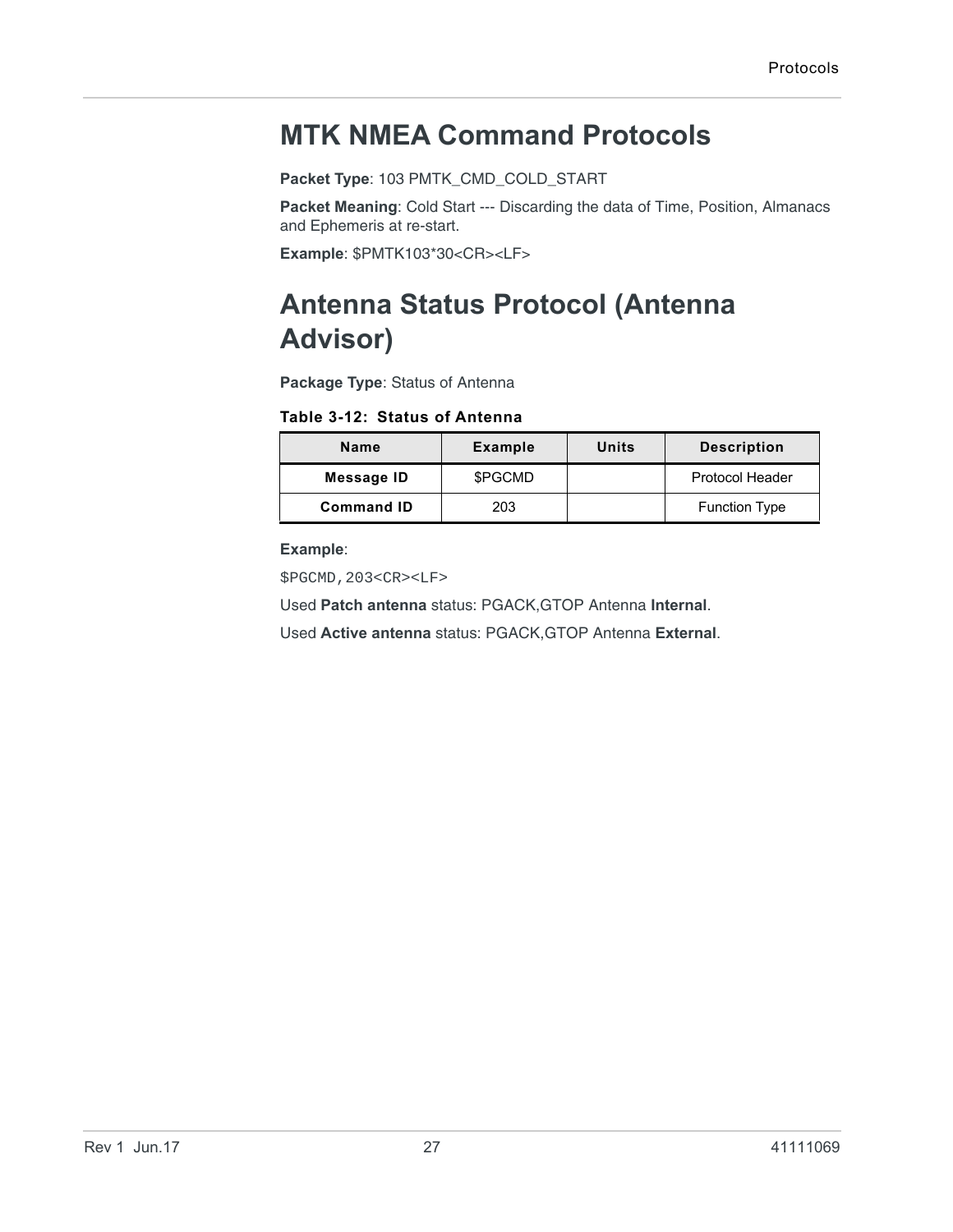# MTK NMEA Command Protocols

**Packet Type**: 103 PMTK_CMD_COLD_START

**Packet Meaning**: Cold Start --- Discarding the data of Time, Position, Almanacs and Ephemeris at re-start.

**Example**: $PMTK103*30<CR><LF>

# Antenna Status Protocol (Antenna Advisor)

**Package Type**: Status of Antenna

**Table 3-12: Status of Antenna**

| Name | Example | Units | Description |
|---|---|---|---|
| **Message ID** | $PGCMD | | Protocol Header |
| **Command ID** | 203 | | Function Type |

**Example**:

```
$PGCMD,203<CR><LF>
```

Used **Patch antenna** status: PGACK,GTOP Antenna **Internal**.

Used **Active antenna** status: PGACK,GTOP Antenna **External**.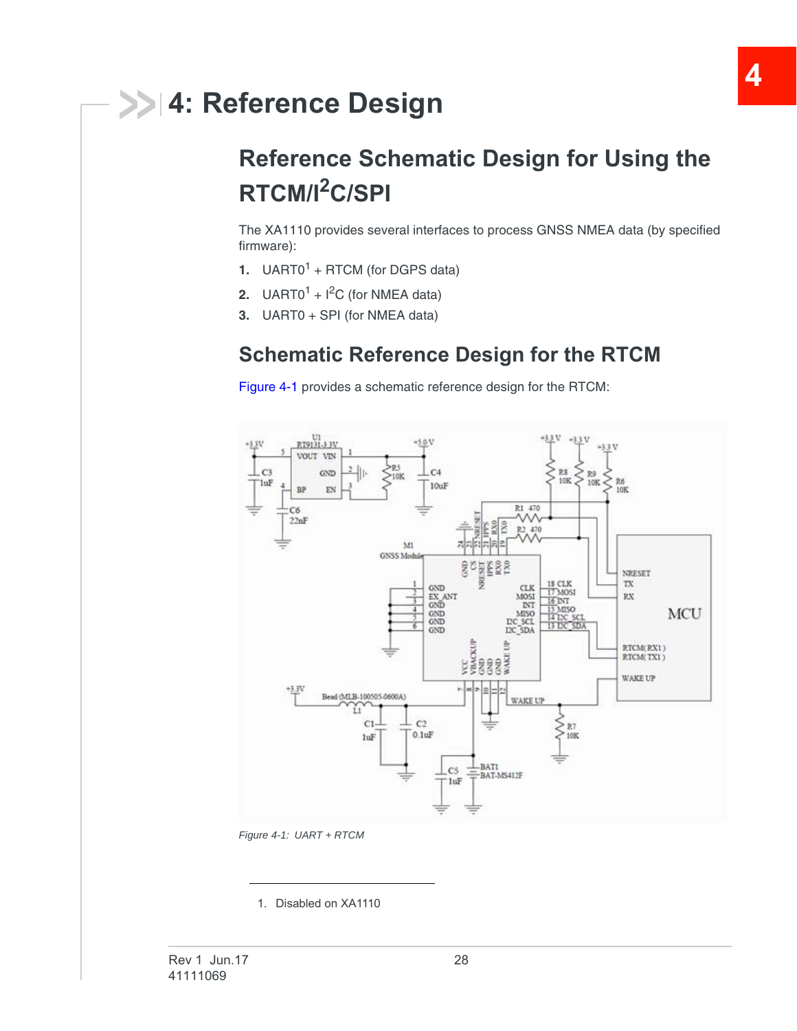# 4: Reference Design

## Reference Schematic Design for Using the RTCM/I$^2$C/SPI

The XA1110 provides several interfaces to process GNSS NMEA data (by specified firmware):

1. UART0[1] + RTCM (for DGPS data)
2. UART0[1] + I$^2$C (for NMEA data)
3. UART0 + SPI (for NMEA data)

## Schematic Reference Design for the RTCM

Figure 4-1 provides a schematic reference design for the RTCM:

*Figure 4-1: UART + RTCM*

1. Disabled on XA1110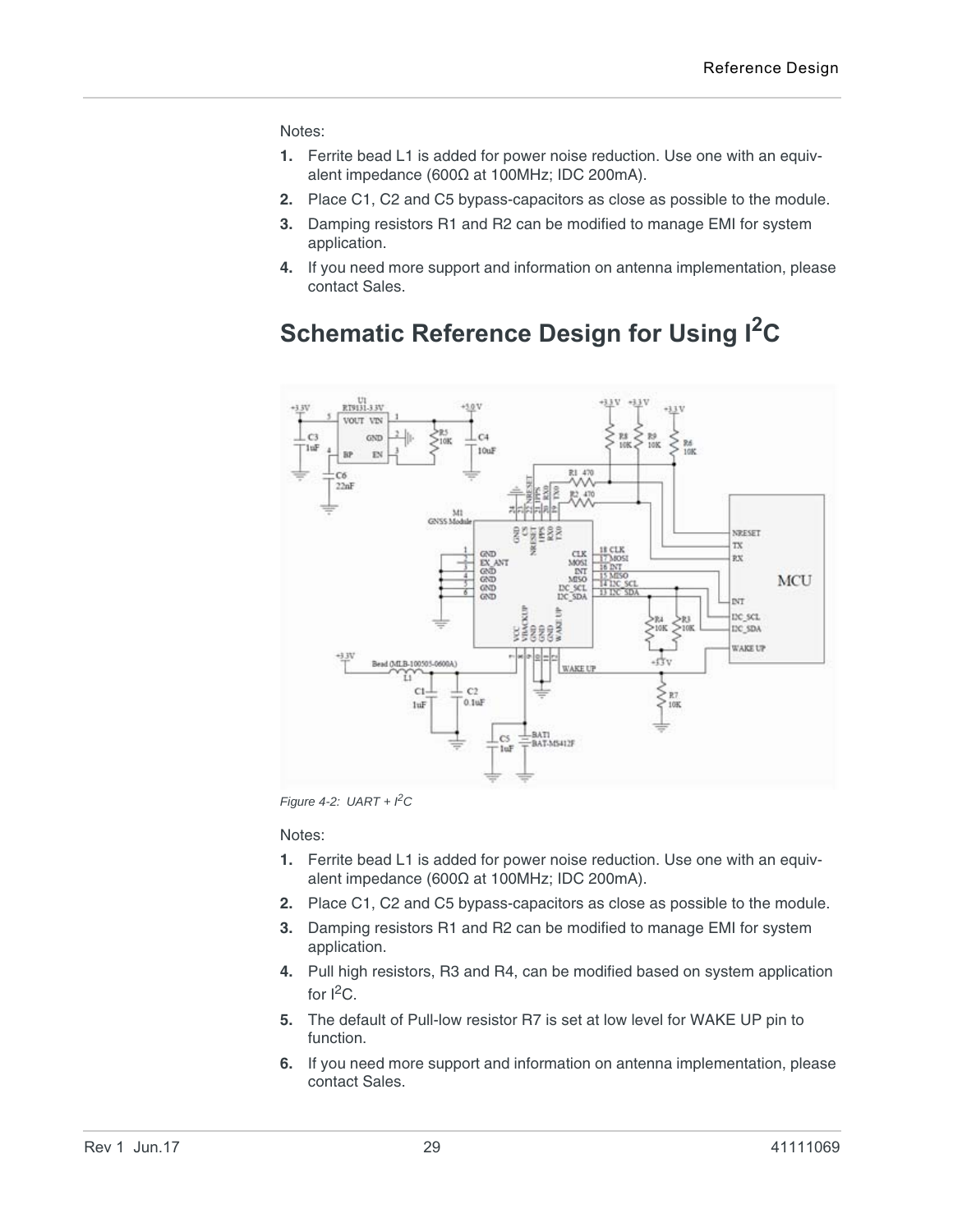Notes:

1. Ferrite bead L1 is added for power noise reduction. Use one with an equivalent impedance (600Ω at 100MHz; IDC 200mA).
2. Place C1, C2 and C5 bypass-capacitors as close as possible to the module.
3. Damping resistors R1 and R2 can be modified to manage EMI for system application.
4. If you need more support and information on antenna implementation, please contact Sales.

## Schematic Reference Design for Using I²C

*Figure 4-2: UART + I²C*

Notes:

1. Ferrite bead L1 is added for power noise reduction. Use one with an equivalent impedance (600Ω at 100MHz; IDC 200mA).
2. Place C1, C2 and C5 bypass-capacitors as close as possible to the module.
3. Damping resistors R1 and R2 can be modified to manage EMI for system application.
4. Pull high resistors, R3 and R4, can be modified based on system application for I²C.
5. The default of Pull-low resistor R7 is set at low level for WAKE UP pin to function.
6. If you need more support and information on antenna implementation, please contact Sales.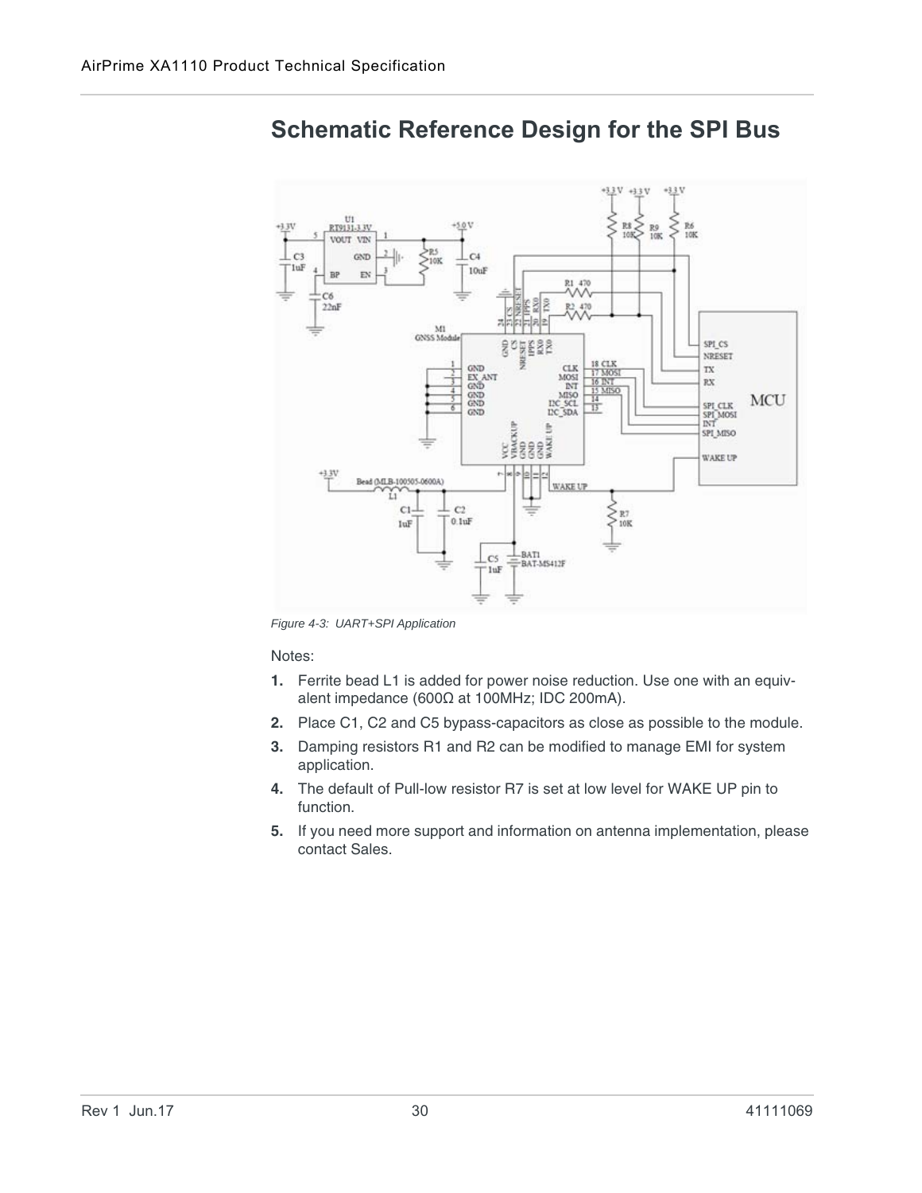# Schematic Reference Design for the SPI Bus

*Figure 4-3: UART+SPI Application*

Notes:

1. Ferrite bead L1 is added for power noise reduction. Use one with an equivalent impedance (600Ω at 100MHz; IDC 200mA).
2. Place C1, C2 and C5 bypass-capacitors as close as possible to the module.
3. Damping resistors R1 and R2 can be modified to manage EMI for system application.
4. The default of Pull-low resistor R7 is set at low level for WAKE UP pin to function.
5. If you need more support and information on antenna implementation, please contact Sales.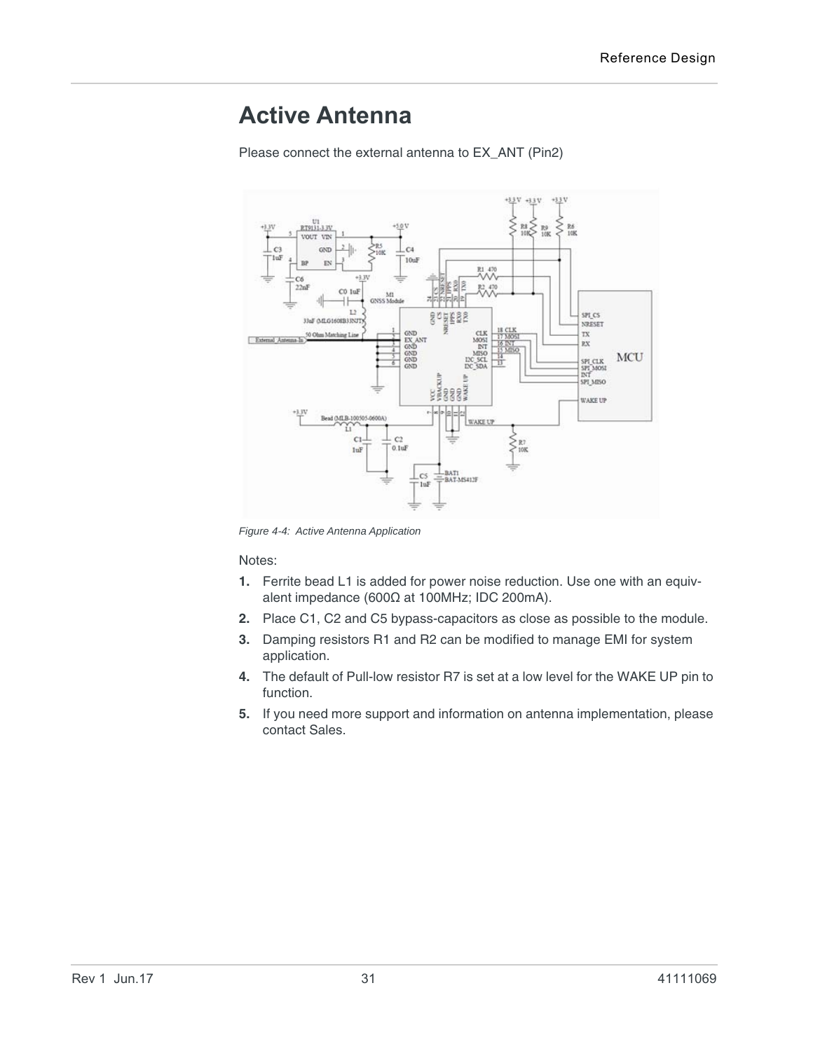# Active Antenna

Please connect the external antenna to EX_ANT (Pin2)

*Figure 4-4: Active Antenna Application*

Notes:

1. Ferrite bead L1 is added for power noise reduction. Use one with an equivalent impedance (600Ω at 100MHz; IDC 200mA).
2. Place C1, C2 and C5 bypass-capacitors as close as possible to the module.
3. Damping resistors R1 and R2 can be modified to manage EMI for system application.
4. The default of Pull-low resistor R7 is set at a low level for the WAKE UP pin to function.
5. If you need more support and information on antenna implementation, please contact Sales.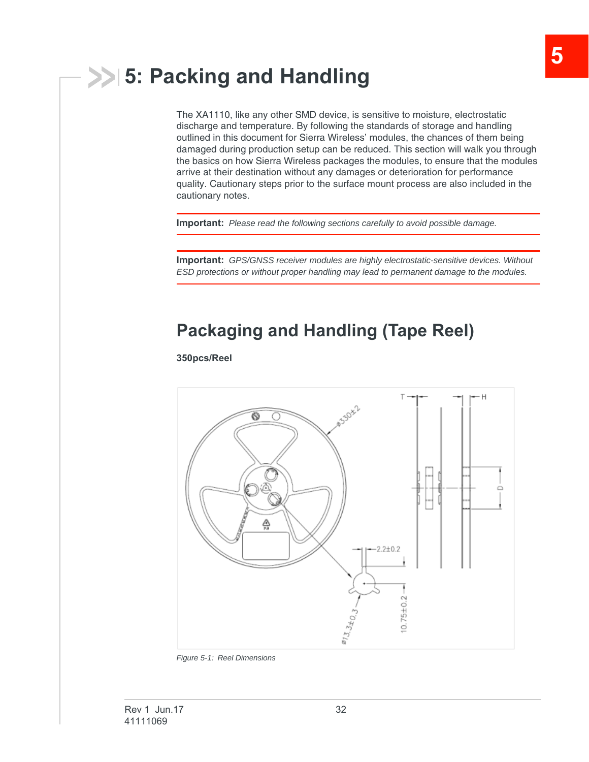# 5: Packing and Handling

The XA1110, like any other SMD device, is sensitive to moisture, electrostatic discharge and temperature. By following the standards of storage and handling outlined in this document for Sierra Wireless' modules, the chances of them being damaged during production setup can be reduced. This section will walk you through the basics on how Sierra Wireless packages the modules, to ensure that the modules arrive at their destination without any damages or deterioration for performance quality. Cautionary steps prior to the surface mount process are also included in the cautionary notes.

**Important:** *Please read the following sections carefully to avoid possible damage.*

**Important:** *GPS/GNSS receiver modules are highly electrostatic-sensitive devices. Without ESD protections or without proper handling may lead to permanent damage to the modules.*

## Packaging and Handling (Tape Reel)

**350pcs/Reel**

*Figure 5-1: Reel Dimensions*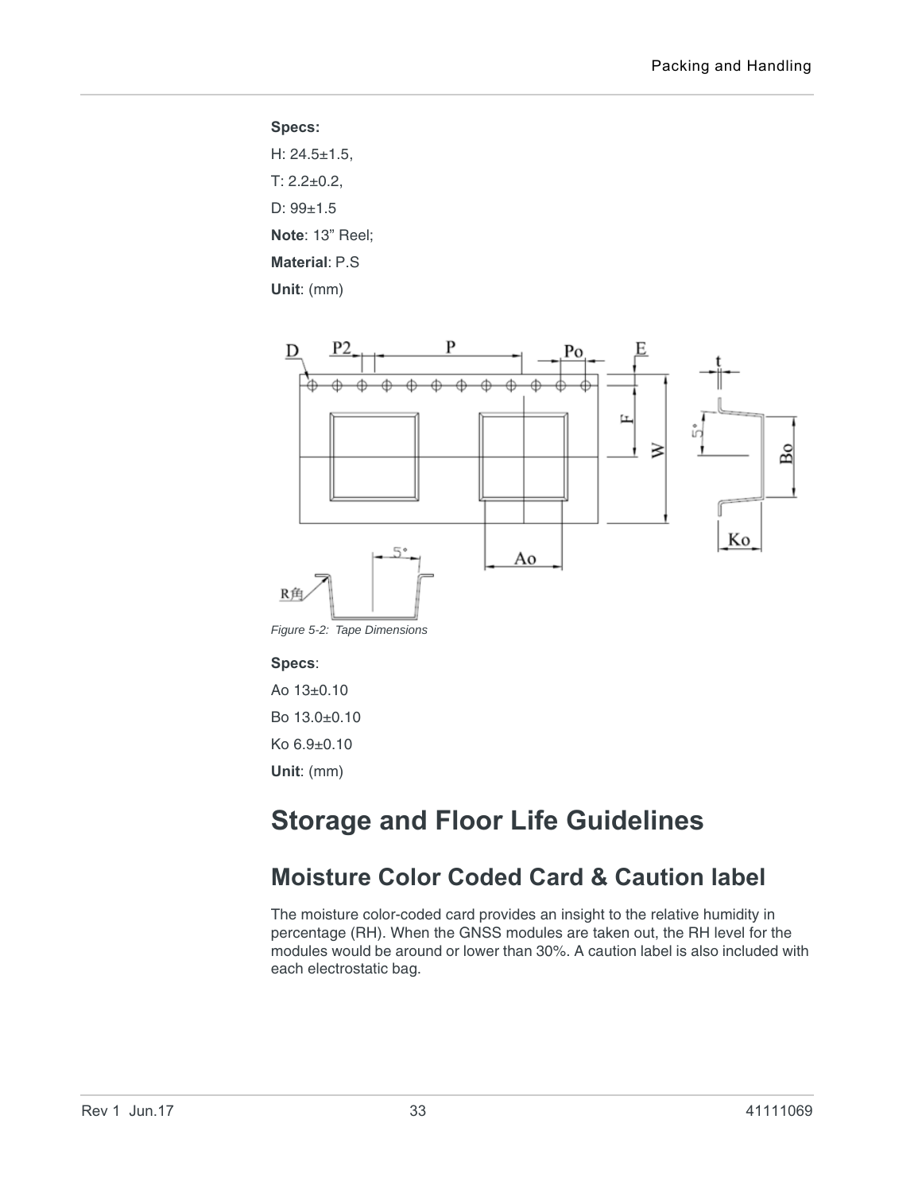**Specs:**

H: 24.5±1.5,

T: 2.2±0.2,

D: 99±1.5

**Note**: 13" Reel;

**Material**: P.S

**Unit**: (mm)

*Figure 5-2: Tape Dimensions*

**Specs**:

Ao 13±0.10

Bo 13.0±0.10

Ko 6.9±0.10

**Unit**: (mm)

# Storage and Floor Life Guidelines

## Moisture Color Coded Card & Caution label

The moisture color-coded card provides an insight to the relative humidity in percentage (RH). When the GNSS modules are taken out, the RH level for the modules would be around or lower than 30%. A caution label is also included with each electrostatic bag.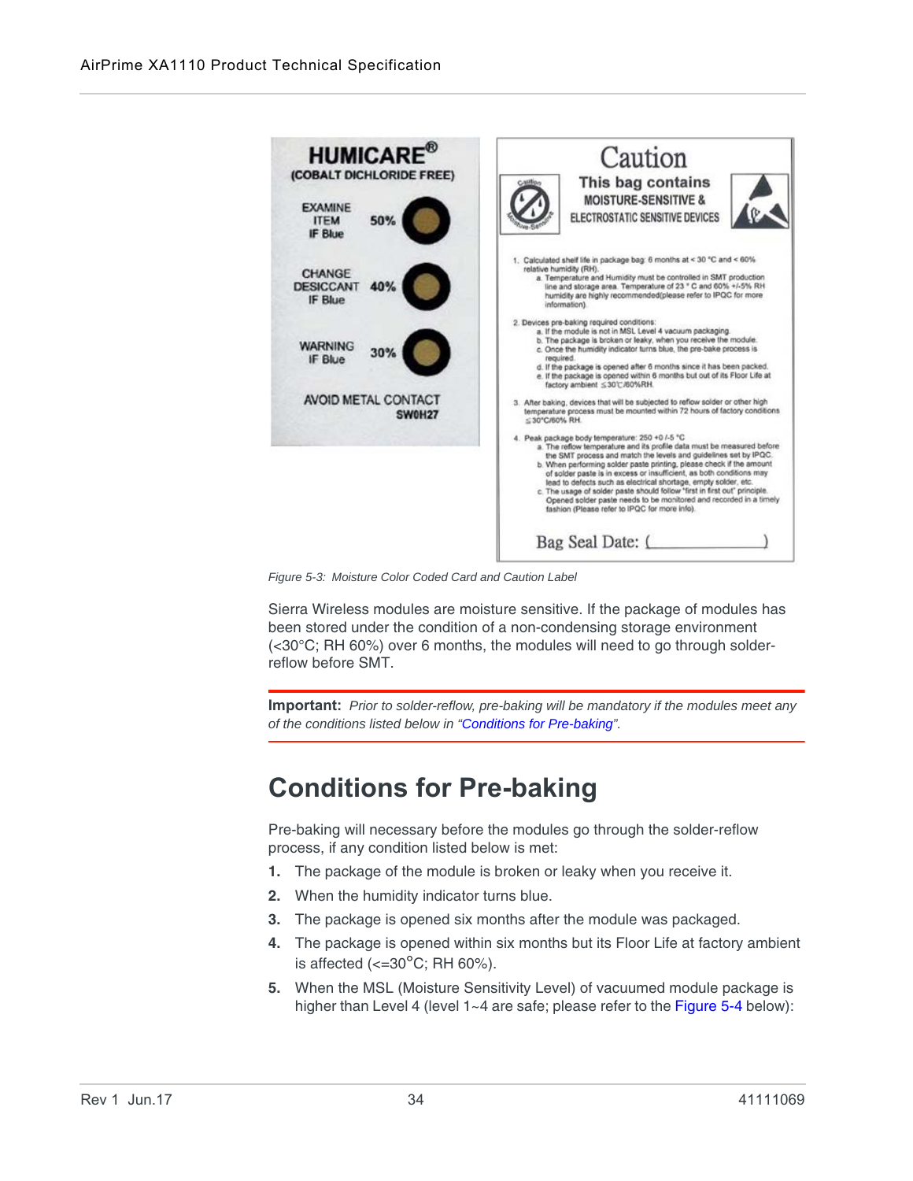Figure 5-3: Moisture Color Coded Card and Caution Label

Sierra Wireless modules are moisture sensitive. If the package of modules has been stored under the condition of a non-condensing storage environment (<30°C; RH 60%) over 6 months, the modules will need to go through solder-reflow before SMT.

**Important:** *Prior to solder-reflow, pre-baking will be mandatory if the modules meet any of the conditions listed below in "Conditions for Pre-baking".*

## Conditions for Pre-baking

Pre-baking will necessary before the modules go through the solder-reflow process, if any condition listed below is met:

1. The package of the module is broken or leaky when you receive it.
2. When the humidity indicator turns blue.
3. The package is opened six months after the module was packaged.
4. The package is opened within six months but its Floor Life at factory ambient is affected (<=30°C; RH 60%).
5. When the MSL (Moisture Sensitivity Level) of vacuumed module package is higher than Level 4 (level 1~4 are safe; please refer to the Figure 5-4 below):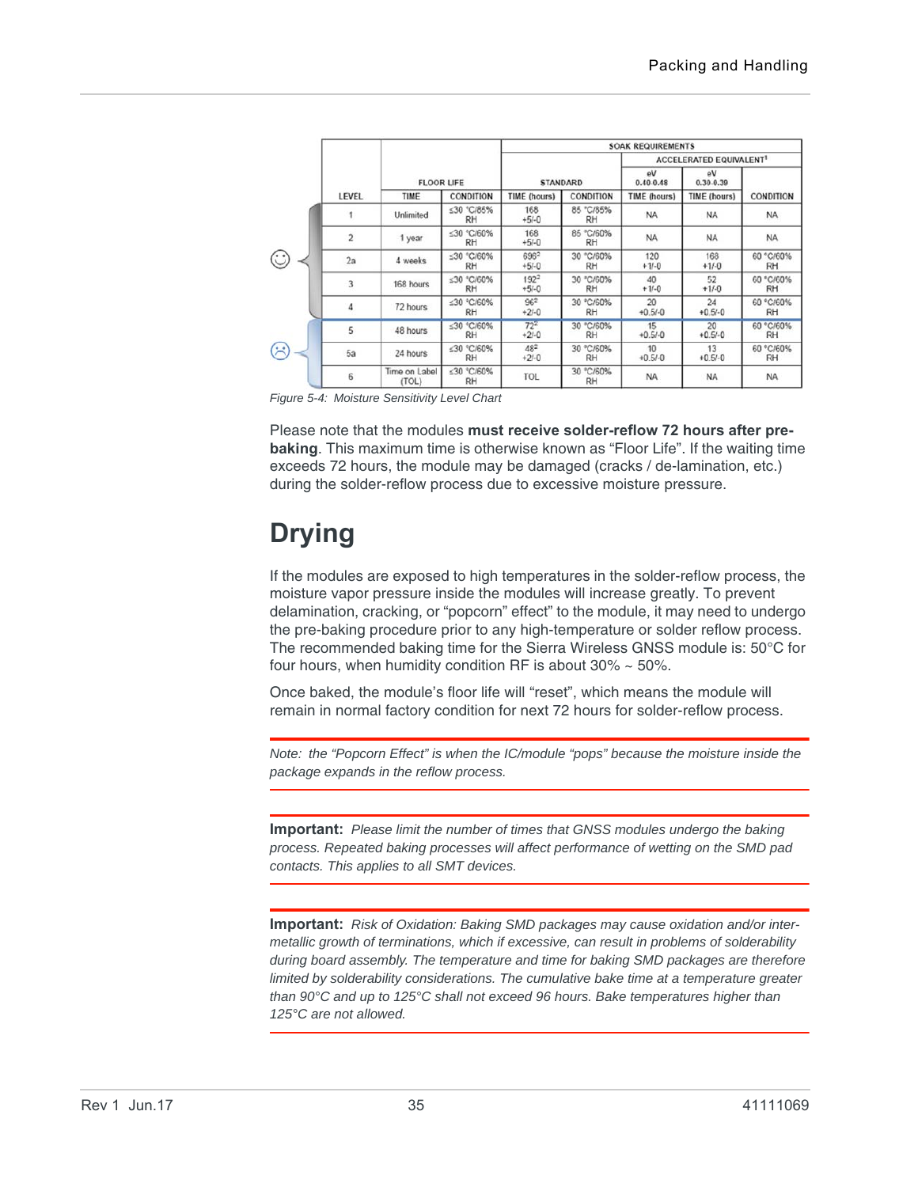| | | | SOAK REQUIREMENTS | | | | |
|---|---|---|---|---|---|---|---|
| | FLOOR LIFE | | STANDARD | | ACCELERATED EQUIVALENT[1] | | |
| | | | | | eV 0.40-0.48 | eV 0.30-0.39 | |
| LEVEL | TIME | CONDITION | TIME (hours) | CONDITION | TIME (hours) | TIME (hours) | CONDITION |
| 1 | Unlimited | ≤30 °C/85% RH | 168 +5/-0 | 85 °C/85% RH | NA | NA | NA |
| 2 | 1 year | ≤30 °C/60% RH | 168 +5/-0 | 85 °C/60% RH | NA | NA | NA |
| 2a | 4 weeks | ≤30 °C/60% RH | 696[2] +5/-0 | 30 °C/60% RH | 120 +1/-0 | 168 +1/-0 | 60 °C/60% RH |
| 3 | 168 hours | ≤30 °C/60% RH | 192[2] +5/-0 | 30 °C/60% RH | 40 +1/-0 | 52 +1/-0 | 60 °C/60% RH |
| 4 | 72 hours | ≤30 °C/60% RH | 96[2] +2/-0 | 30 °C/60% RH | 20 +0.5/-0 | 24 +0.5/-0 | 60 °C/60% RH |
| 5 | 48 hours | ≤30 °C/60% RH | 72[2] +2/-0 | 30 °C/60% RH | 15 +0.5/-0 | 20 +0.5/-0 | 60 °C/60% RH |
| 5a | 24 hours | ≤30 °C/60% RH | 48[2] +2/-0 | 30 °C/60% RH | 10 +0.5/-0 | 13 +0.5/-0 | 60 °C/60% RH |
| 6 | Time on Label (TOL) | ≤30 °C/60% RH | TOL | 30 °C/60% RH | NA | NA | NA |

*Figure 5-4: Moisture Sensitivity Level Chart*

Please note that the modules **must receive solder-reflow 72 hours after pre-baking**. This maximum time is otherwise known as "Floor Life". If the waiting time exceeds 72 hours, the module may be damaged (cracks / de-lamination, etc.) during the solder-reflow process due to excessive moisture pressure.

# Drying

If the modules are exposed to high temperatures in the solder-reflow process, the moisture vapor pressure inside the modules will increase greatly. To prevent delamination, cracking, or "popcorn" effect" to the module, it may need to undergo the pre-baking procedure prior to any high-temperature or solder reflow process. The recommended baking time for the Sierra Wireless GNSS module is: 50°C for four hours, when humidity condition RF is about 30% ~ 50%.

Once baked, the module's floor life will "reset", which means the module will remain in normal factory condition for next 72 hours for solder-reflow process.

*Note: the "Popcorn Effect" is when the IC/module "pops" because the moisture inside the package expands in the reflow process.*

**Important:** *Please limit the number of times that GNSS modules undergo the baking process. Repeated baking processes will affect performance of wetting on the SMD pad contacts. This applies to all SMT devices.*

**Important:** *Risk of Oxidation: Baking SMD packages may cause oxidation and/or inter-metallic growth of terminations, which if excessive, can result in problems of solderability during board assembly. The temperature and time for baking SMD packages are therefore limited by solderability considerations. The cumulative bake time at a temperature greater than 90°C and up to 125°C shall not exceed 96 hours. Bake temperatures higher than 125°C are not allowed.*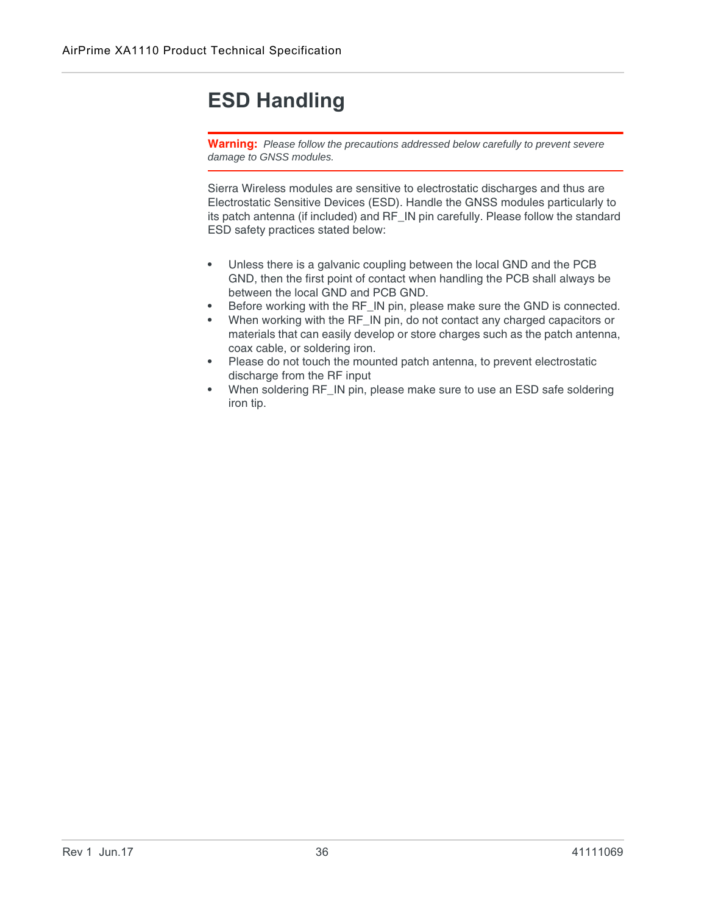# ESD Handling

**Warning:** *Please follow the precautions addressed below carefully to prevent severe damage to GNSS modules.*

Sierra Wireless modules are sensitive to electrostatic discharges and thus are Electrostatic Sensitive Devices (ESD). Handle the GNSS modules particularly to its patch antenna (if included) and RF_IN pin carefully. Please follow the standard ESD safety practices stated below:

- Unless there is a galvanic coupling between the local GND and the PCB GND, then the first point of contact when handling the PCB shall always be between the local GND and PCB GND.
- Before working with the RF_IN pin, please make sure the GND is connected.
- When working with the RF_IN pin, do not contact any charged capacitors or materials that can easily develop or store charges such as the patch antenna, coax cable, or soldering iron.
- Please do not touch the mounted patch antenna, to prevent electrostatic discharge from the RF input
- When soldering RF_IN pin, please make sure to use an ESD safe soldering iron tip.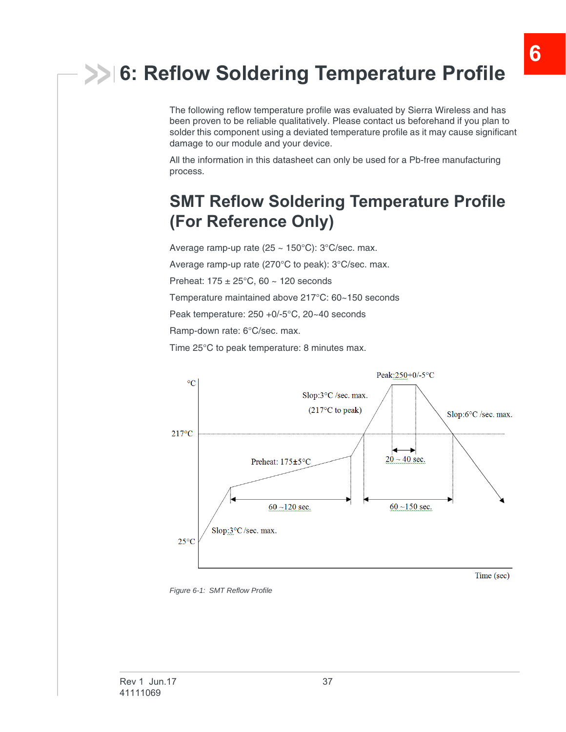# 6: Reflow Soldering Temperature Profile

The following reflow temperature profile was evaluated by Sierra Wireless and has been proven to be reliable qualitatively. Please contact us beforehand if you plan to solder this component using a deviated temperature profile as it may cause significant damage to our module and your device.

All the information in this datasheet can only be used for a Pb-free manufacturing process.

## SMT Reflow Soldering Temperature Profile (For Reference Only)

Average ramp-up rate (25 ~ 150°C): 3°C/sec. max.

Average ramp-up rate (270°C to peak): 3°C/sec. max.

Preheat: 175 ± 25°C, 60 ~ 120 seconds

Temperature maintained above 217°C: 60~150 seconds

Peak temperature: 250 +0/-5°C, 20~40 seconds

Ramp-down rate: 6°C/sec. max.

Time 25°C to peak temperature: 8 minutes max.

°C

Peak:250+0/-5°C

Slop:3°C /sec. max.

(217°C to peak)

Slop:6°C /sec. max.

217°C

Preheat: 175±5°C

20 ~ 40 sec.

60 ~120 sec.

60 ~150 sec.

Slop:3°C /sec. max.

25°C

Time (sec)

*Figure 6-1: SMT Reflow Profile*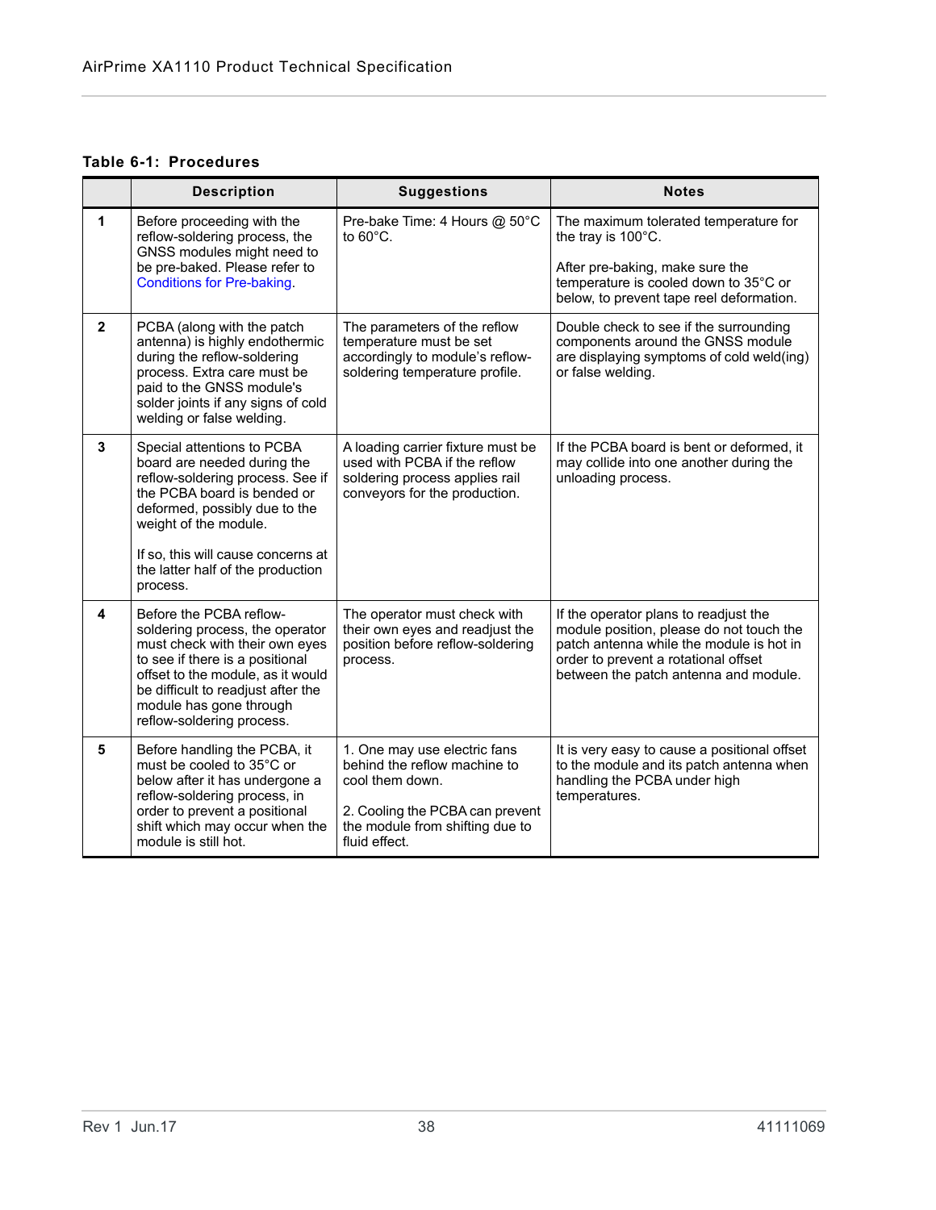**Table 6-1: Procedures**

| | Description | Suggestions | Notes |
|---|---|---|---|
| **1** | Before proceeding with the reflow-soldering process, the GNSS modules might need to be pre-baked. Please refer to Conditions for Pre-baking. | Pre-bake Time: 4 Hours @ 50°C to 60°C. | The maximum tolerated temperature for the tray is 100°C. After pre-baking, make sure the temperature is cooled down to 35°C or below, to prevent tape reel deformation. |
| **2** | PCBA (along with the patch antenna) is highly endothermic during the reflow-soldering process. Extra care must be paid to the GNSS module's solder joints if any signs of cold welding or false welding. | The parameters of the reflow temperature must be set accordingly to module's reflow-soldering temperature profile. | Double check to see if the surrounding components around the GNSS module are displaying symptoms of cold weld(ing) or false welding. |
| **3** | Special attentions to PCBA board are needed during the reflow-soldering process. See if the PCBA board is bended or deformed, possibly due to the weight of the module. If so, this will cause concerns at the latter half of the production process. | A loading carrier fixture must be used with PCBA if the reflow soldering process applies rail conveyors for the production. | If the PCBA board is bent or deformed, it may collide into one another during the unloading process. |
| **4** | Before the PCBA reflow-soldering process, the operator must check with their own eyes to see if there is a positional offset to the module, as it would be difficult to readjust after the module has gone through reflow-soldering process. | The operator must check with their own eyes and readjust the position before reflow-soldering process. | If the operator plans to readjust the module position, please do not touch the patch antenna while the module is hot in order to prevent a rotational offset between the patch antenna and module. |
| **5** | Before handling the PCBA, it must be cooled to 35°C or below after it has undergone a reflow-soldering process, in order to prevent a positional shift which may occur when the module is still hot. | 1. One may use electric fans behind the reflow machine to cool them down. 2. Cooling the PCBA can prevent the module from shifting due to fluid effect. | It is very easy to cause a positional offset to the module and its patch antenna when handling the PCBA under high temperatures. |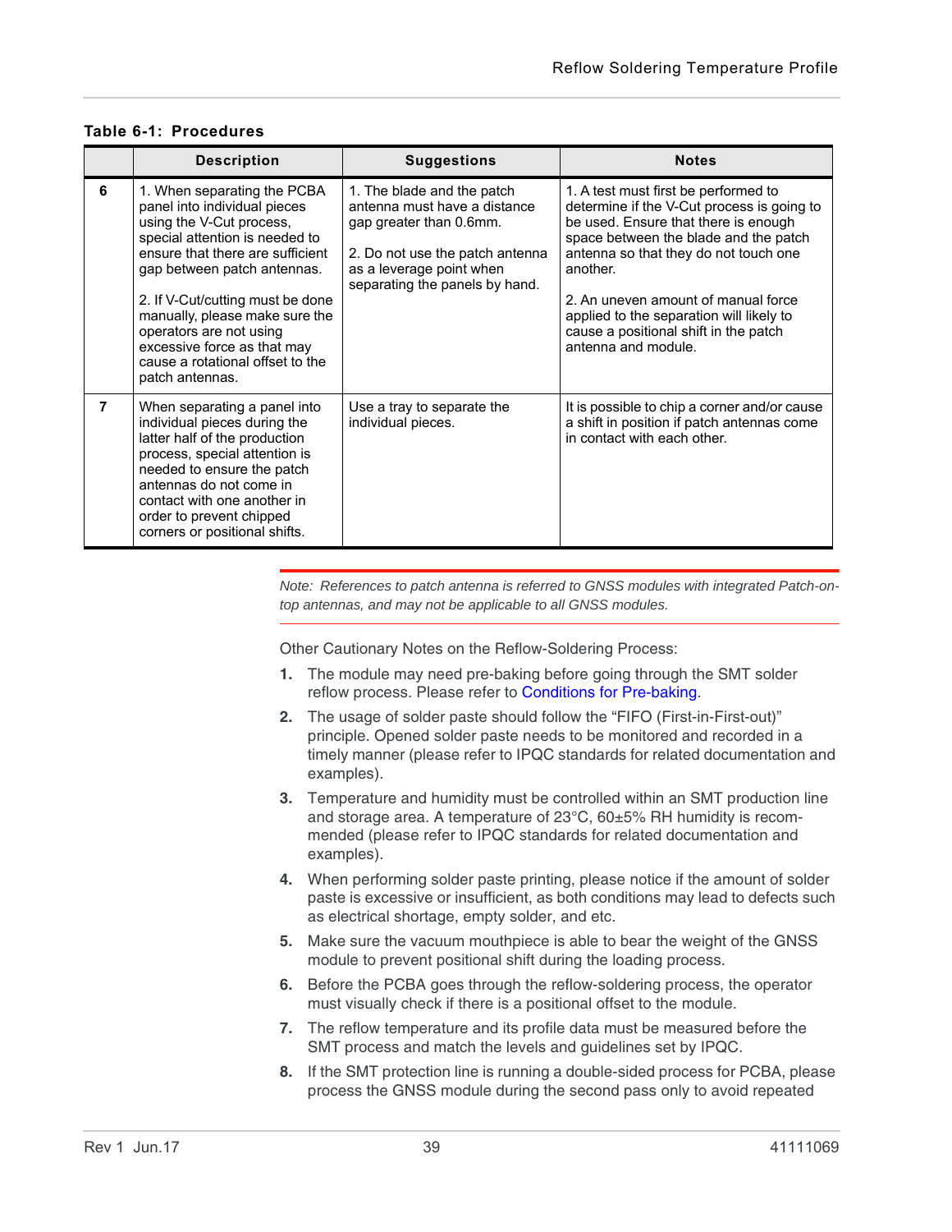**Table 6-1: Procedures**

| | Description | Suggestions | Notes |
|---|---|---|---|
| **6** | 1. When separating the PCBA panel into individual pieces using the V-Cut process, special attention is needed to ensure that there are sufficient gap between patch antennas.<br><br>2. If V-Cut/cutting must be done manually, please make sure the operators are not using excessive force as that may cause a rotational offset to the patch antennas. | 1. The blade and the patch antenna must have a distance gap greater than 0.6mm.<br><br>2. Do not use the patch antenna as a leverage point when separating the panels by hand. | 1. A test must first be performed to determine if the V-Cut process is going to be used. Ensure that there is enough space between the blade and the patch antenna so that they do not touch one another.<br><br>2. An uneven amount of manual force applied to the separation will likely to cause a positional shift in the patch antenna and module. |
| **7** | When separating a panel into individual pieces during the latter half of the production process, special attention is needed to ensure the patch antennas do not come in contact with one another in order to prevent chipped corners or positional shifts. | Use a tray to separate the individual pieces. | It is possible to chip a corner and/or cause a shift in position if patch antennas come in contact with each other. |

*Note: References to patch antenna is referred to GNSS modules with integrated Patch-on-top antennas, and may not be applicable to all GNSS modules.*

Other Cautionary Notes on the Reflow-Soldering Process:

1. The module may need pre-baking before going through the SMT solder reflow process. Please refer to Conditions for Pre-baking.
2. The usage of solder paste should follow the "FIFO (First-in-First-out)" principle. Opened solder paste needs to be monitored and recorded in a timely manner (please refer to IPQC standards for related documentation and examples).
3. Temperature and humidity must be controlled within an SMT production line and storage area. A temperature of 23°C, 60±5% RH humidity is recommended (please refer to IPQC standards for related documentation and examples).
4. When performing solder paste printing, please notice if the amount of solder paste is excessive or insufficient, as both conditions may lead to defects such as electrical shortage, empty solder, and etc.
5. Make sure the vacuum mouthpiece is able to bear the weight of the GNSS module to prevent positional shift during the loading process.
6. Before the PCBA goes through the reflow-soldering process, the operator must visually check if there is a positional offset to the module.
7. The reflow temperature and its profile data must be measured before the SMT process and match the levels and guidelines set by IPQC.
8. If the SMT protection line is running a double-sided process for PCBA, please process the GNSS module during the second pass only to avoid repeated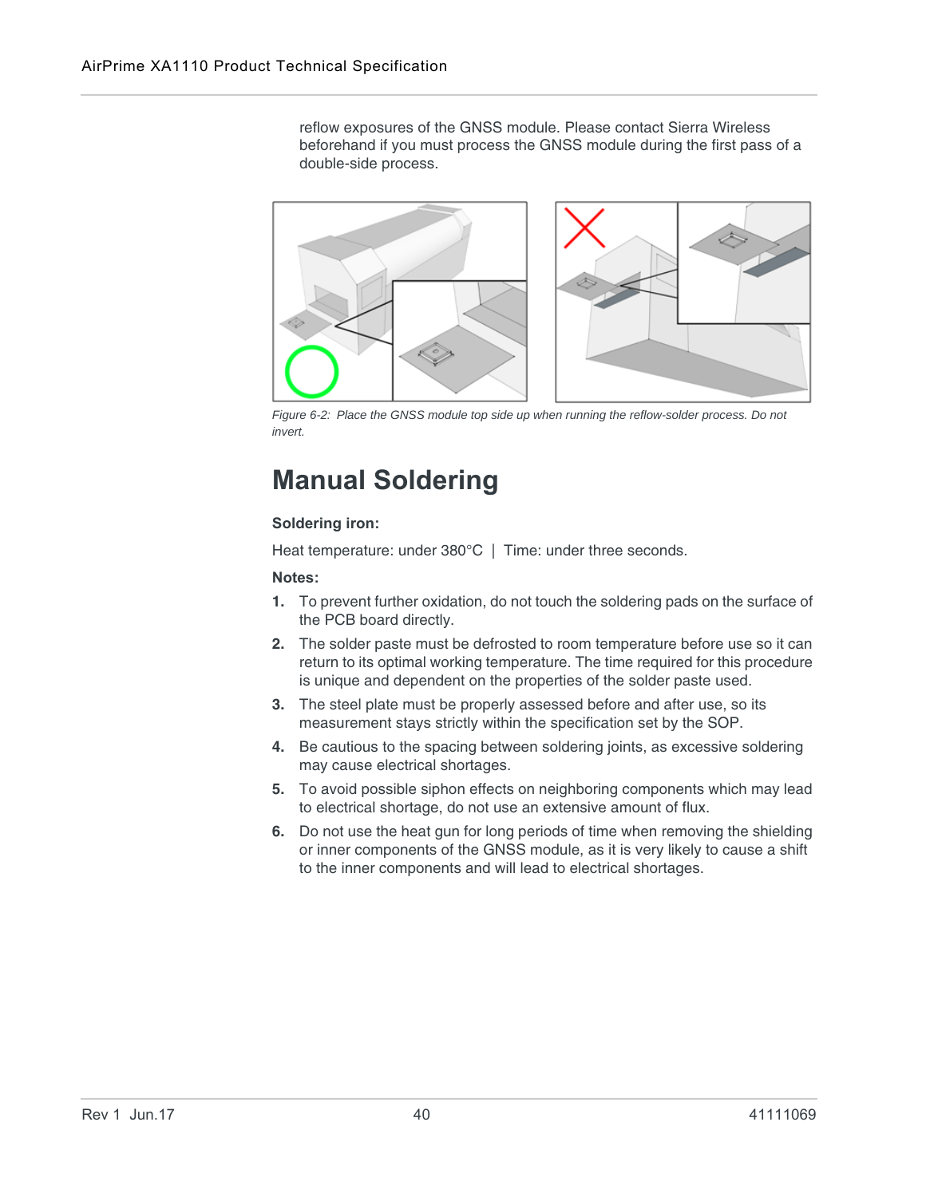reflow exposures of the GNSS module. Please contact Sierra Wireless beforehand if you must process the GNSS module during the first pass of a double-side process.

*Figure 6-2: Place the GNSS module top side up when running the reflow-solder process. Do not invert.*

# Manual Soldering

**Soldering iron:**

Heat temperature: under 380°C | Time: under three seconds.

**Notes:**

1. To prevent further oxidation, do not touch the soldering pads on the surface of the PCB board directly.
2. The solder paste must be defrosted to room temperature before use so it can return to its optimal working temperature. The time required for this procedure is unique and dependent on the properties of the solder paste used.
3. The steel plate must be properly assessed before and after use, so its measurement stays strictly within the specification set by the SOP.
4. Be cautious to the spacing between soldering joints, as excessive soldering may cause electrical shortages.
5. To avoid possible siphon effects on neighboring components which may lead to electrical shortage, do not use an extensive amount of flux.
6. Do not use the heat gun for long periods of time when removing the shielding or inner components of the GNSS module, as it is very likely to cause a shift to the inner components and will lead to electrical shortages.